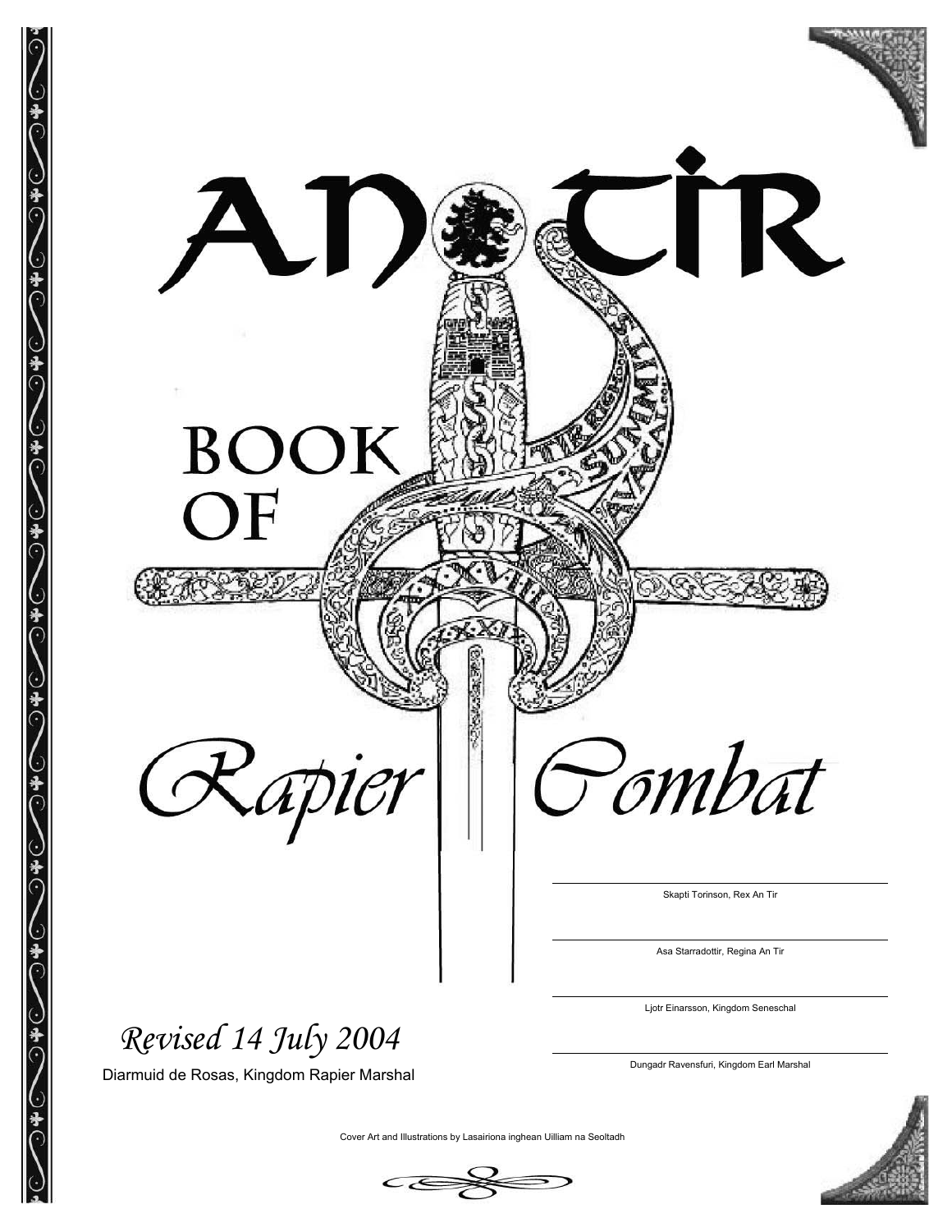# An Tir Book of Rapier Combat

Skapti Torinson, Rex An Tir

Asa Starradottir, Regina An Tir

Ljotr Einarsson, Kingdom Seneschal

Dungadr Ravensfuri, Kingdom Earl Marshal

*Revised 14 July 2004*

Diarmuid de Rosas, Kingdom Rapier Marshal

Cover Art and Illustrations by Lasairiona inghean Uilliam na Seoltadh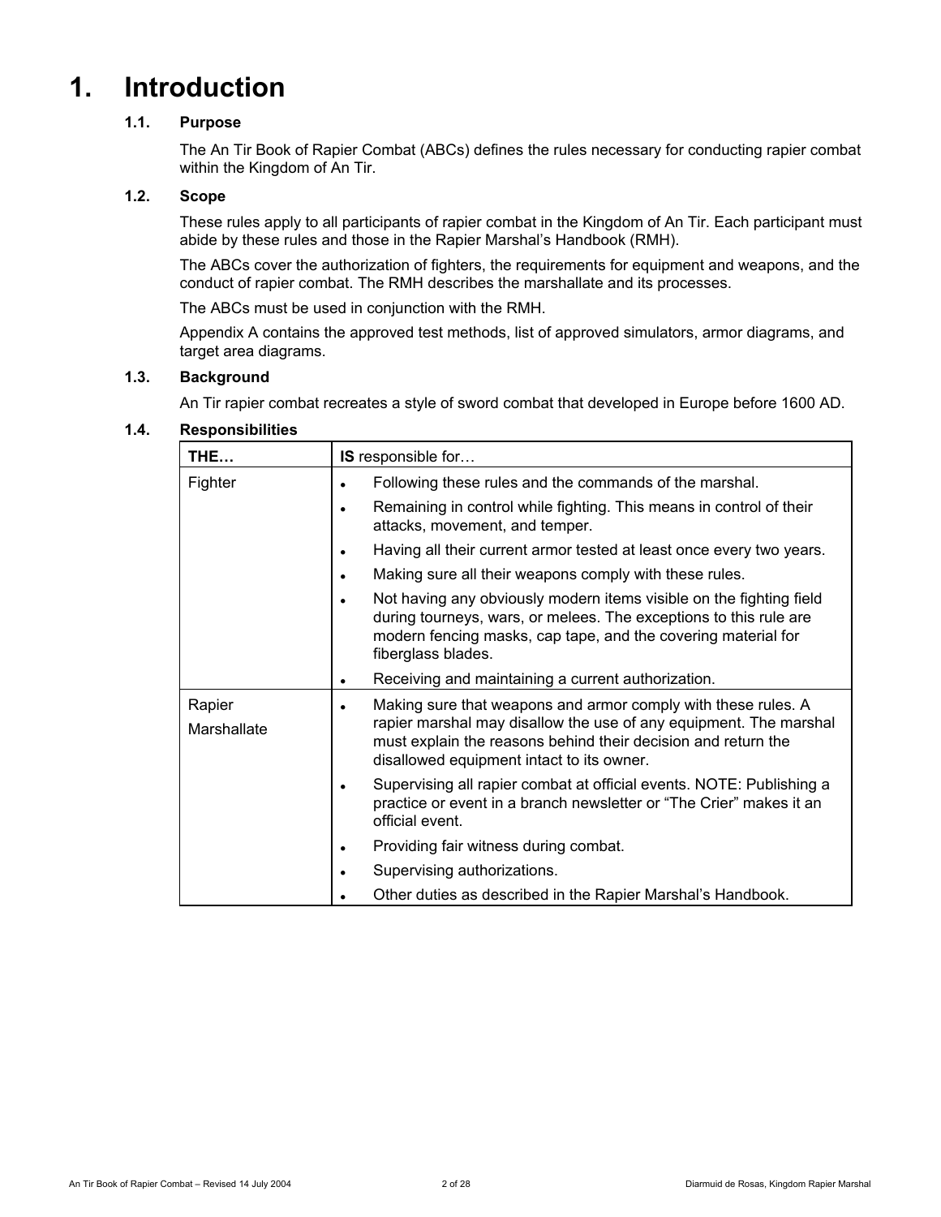# 1. Introduction

## 1.1. Purpose

The An Tir Book of Rapier Combat (ABCs) defines the rules necessary for conducting rapier combat within the Kingdom of An Tir.

## 1.2. Scope

These rules apply to all participants of rapier combat in the Kingdom of An Tir. Each participant must abide by these rules and those in the Rapier Marshal's Handbook (RMH).

The ABCs cover the authorization of fighters, the requirements for equipment and weapons, and the conduct of rapier combat. The RMH describes the marshallate and its processes.

The ABCs must be used in conjunction with the RMH.

Appendix A contains the approved test methods, list of approved simulators, armor diagrams, and target area diagrams.

## 1.3. Background

An Tir rapier combat recreates a style of sword combat that developed in Europe before 1600 AD.

## 1.4. Responsibilities

| **THE…** | **IS** responsible for… |
| --- | --- |
| Fighter | • Following these rules and the commands of the marshal.<br>• Remaining in control while fighting. This means in control of their attacks, movement, and temper.<br>• Having all their current armor tested at least once every two years.<br>• Making sure all their weapons comply with these rules.<br>• Not having any obviously modern items visible on the fighting field during tourneys, wars, or melees. The exceptions to this rule are modern fencing masks, cap tape, and the covering material for fiberglass blades.<br>• Receiving and maintaining a current authorization. |
| Rapier Marshallate | • Making sure that weapons and armor comply with these rules. A rapier marshal may disallow the use of any equipment. The marshal must explain the reasons behind their decision and return the disallowed equipment intact to its owner.<br>• Supervising all rapier combat at official events. NOTE: Publishing a practice or event in a branch newsletter or "The Crier" makes it an official event.<br>• Providing fair witness during combat.<br>• Supervising authorizations.<br>• Other duties as described in the Rapier Marshal's Handbook. |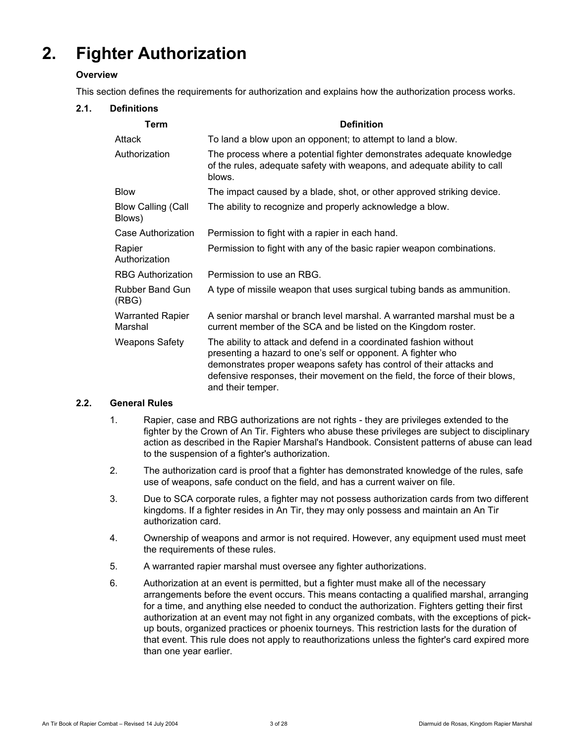# 2. Fighter Authorization

**Overview**

This section defines the requirements for authorization and explains how the authorization process works.

## 2.1. Definitions

| Term | Definition |
|---|---|
| Attack | To land a blow upon an opponent; to attempt to land a blow. |
| Authorization | The process where a potential fighter demonstrates adequate knowledge of the rules, adequate safety with weapons, and adequate ability to call blows. |
| Blow | The impact caused by a blade, shot, or other approved striking device. |
| Blow Calling (Call Blows) | The ability to recognize and properly acknowledge a blow. |
| Case Authorization | Permission to fight with a rapier in each hand. |
| Rapier Authorization | Permission to fight with any of the basic rapier weapon combinations. |
| RBG Authorization | Permission to use an RBG. |
| Rubber Band Gun (RBG) | A type of missile weapon that uses surgical tubing bands as ammunition. |
| Warranted Rapier Marshal | A senior marshal or branch level marshal. A warranted marshal must be a current member of the SCA and be listed on the Kingdom roster. |
| Weapons Safety | The ability to attack and defend in a coordinated fashion without presenting a hazard to one's self or opponent. A fighter who demonstrates proper weapons safety has control of their attacks and defensive responses, their movement on the field, the force of their blows, and their temper. |

## 2.2. General Rules

1. Rapier, case and RBG authorizations are not rights - they are privileges extended to the fighter by the Crown of An Tir. Fighters who abuse these privileges are subject to disciplinary action as described in the Rapier Marshal's Handbook. Consistent patterns of abuse can lead to the suspension of a fighter's authorization.
2. The authorization card is proof that a fighter has demonstrated knowledge of the rules, safe use of weapons, safe conduct on the field, and has a current waiver on file.
3. Due to SCA corporate rules, a fighter may not possess authorization cards from two different kingdoms. If a fighter resides in An Tir, they may only possess and maintain an An Tir authorization card.
4. Ownership of weapons and armor is not required. However, any equipment used must meet the requirements of these rules.
5. A warranted rapier marshal must oversee any fighter authorizations.
6. Authorization at an event is permitted, but a fighter must make all of the necessary arrangements before the event occurs. This means contacting a qualified marshal, arranging for a time, and anything else needed to conduct the authorization. Fighters getting their first authorization at an event may not fight in any organized combats, with the exceptions of pick-up bouts, organized practices or phoenix tourneys. This restriction lasts for the duration of that event. This rule does not apply to reauthorizations unless the fighter's card expired more than one year earlier.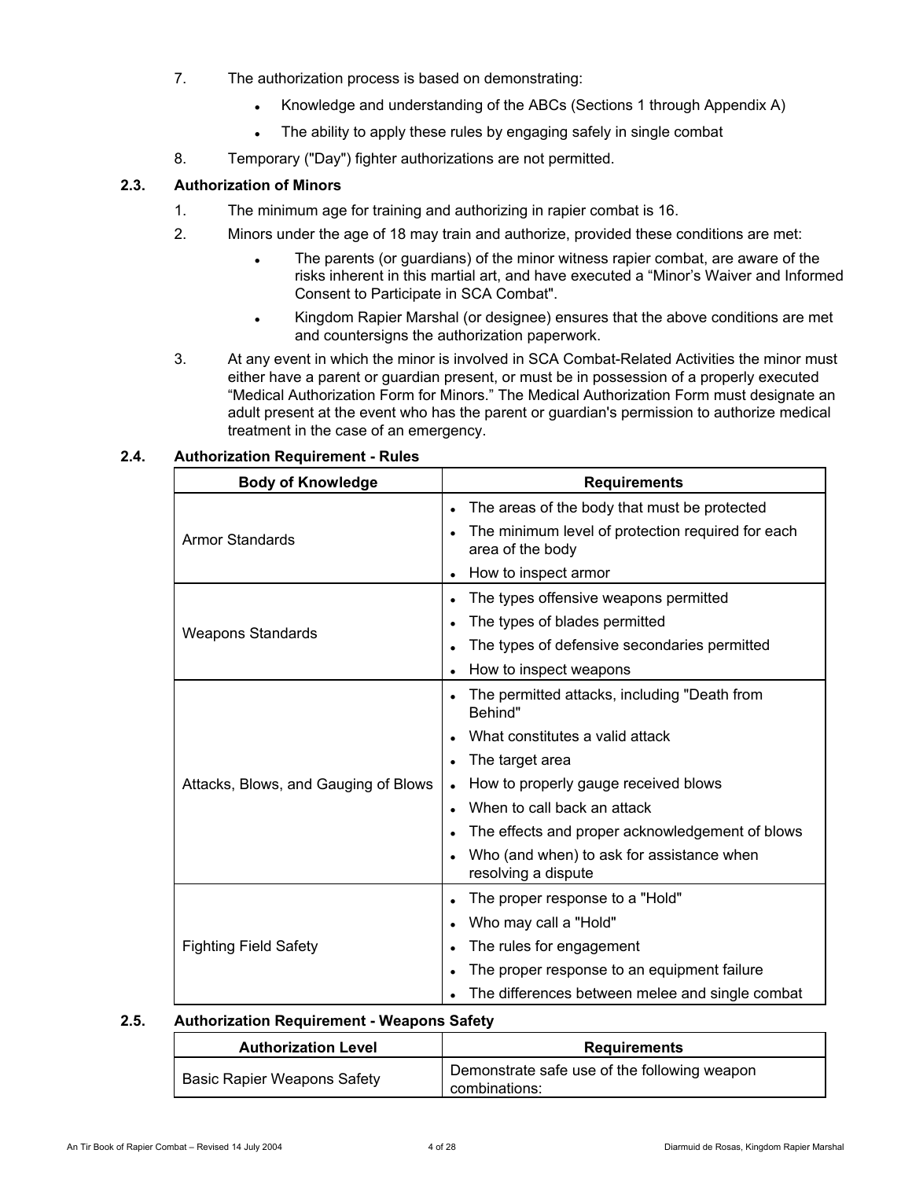7. The authorization process is based on demonstrating:
   - Knowledge and understanding of the ABCs (Sections 1 through Appendix A)
   - The ability to apply these rules by engaging safely in single combat
8. Temporary ("Day") fighter authorizations are not permitted.

### 2.3. Authorization of Minors

1. The minimum age for training and authorizing in rapier combat is 16.
2. Minors under the age of 18 may train and authorize, provided these conditions are met:
   - The parents (or guardians) of the minor witness rapier combat, are aware of the risks inherent in this martial art, and have executed a "Minor's Waiver and Informed Consent to Participate in SCA Combat".
   - Kingdom Rapier Marshal (or designee) ensures that the above conditions are met and countersigns the authorization paperwork.
3. At any event in which the minor is involved in SCA Combat-Related Activities the minor must either have a parent or guardian present, or must be in possession of a properly executed "Medical Authorization Form for Minors." The Medical Authorization Form must designate an adult present at the event who has the parent or guardian's permission to authorize medical treatment in the case of an emergency.

### 2.4. Authorization Requirement - Rules

| Body of Knowledge | Requirements |
|---|---|
| Armor Standards | • The areas of the body that must be protected<br>• The minimum level of protection required for each area of the body<br>• How to inspect armor |
| Weapons Standards | • The types offensive weapons permitted<br>• The types of blades permitted<br>• The types of defensive secondaries permitted<br>• How to inspect weapons |
| Attacks, Blows, and Gauging of Blows | • The permitted attacks, including "Death from Behind"<br>• What constitutes a valid attack<br>• The target area<br>• How to properly gauge received blows<br>• When to call back an attack<br>• The effects and proper acknowledgement of blows<br>• Who (and when) to ask for assistance when resolving a dispute |
| Fighting Field Safety | • The proper response to a "Hold"<br>• Who may call a "Hold"<br>• The rules for engagement<br>• The proper response to an equipment failure<br>• The differences between melee and single combat |

### 2.5. Authorization Requirement - Weapons Safety

| Authorization Level | Requirements |
|---|---|
| Basic Rapier Weapons Safety | Demonstrate safe use of the following weapon combinations: |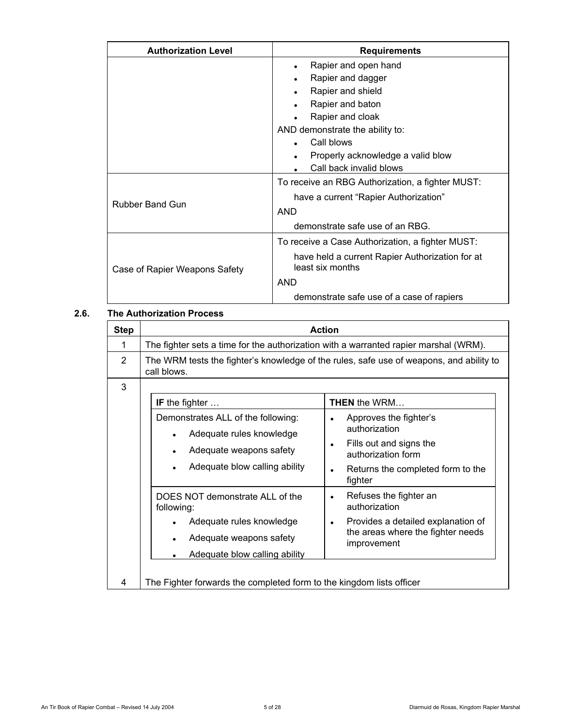| Authorization Level | Requirements |
|---|---|
| | • Rapier and open hand<br>• Rapier and dagger<br>• Rapier and shield<br>• Rapier and baton<br>• Rapier and cloak<br>AND demonstrate the ability to:<br>• Call blows<br>• Properly acknowledge a valid blow<br>• Call back invalid blows |
| Rubber Band Gun | To receive an RBG Authorization, a fighter MUST:<br>have a current "Rapier Authorization"<br>AND<br>demonstrate safe use of an RBG. |
| Case of Rapier Weapons Safety | To receive a Case Authorization, a fighter MUST:<br>have held a current Rapier Authorization for at least six months<br>AND<br>demonstrate safe use of a case of rapiers |

### 2.6. The Authorization Process

| Step | Action |
|---|---|
| 1 | The fighter sets a time for the authorization with a warranted rapier marshal (WRM). |
| 2 | The WRM tests the fighter's knowledge of the rules, safe use of weapons, and ability to call blows. |
| 3 | See table below. |
| 4 | The Fighter forwards the completed form to the kingdom lists officer |

Step 3:

| **IF** the fighter … | **THEN** the WRM… |
|---|---|
| Demonstrates ALL of the following:<br>• Adequate rules knowledge<br>• Adequate weapons safety<br>• Adequate blow calling ability | • Approves the fighter's authorization<br>• Fills out and signs the authorization form<br>• Returns the completed form to the fighter |
| DOES NOT demonstrate ALL of the following:<br>• Adequate rules knowledge<br>• Adequate weapons safety<br>• Adequate blow calling ability | • Refuses the fighter an authorization<br>• Provides a detailed explanation of the areas where the fighter needs improvement |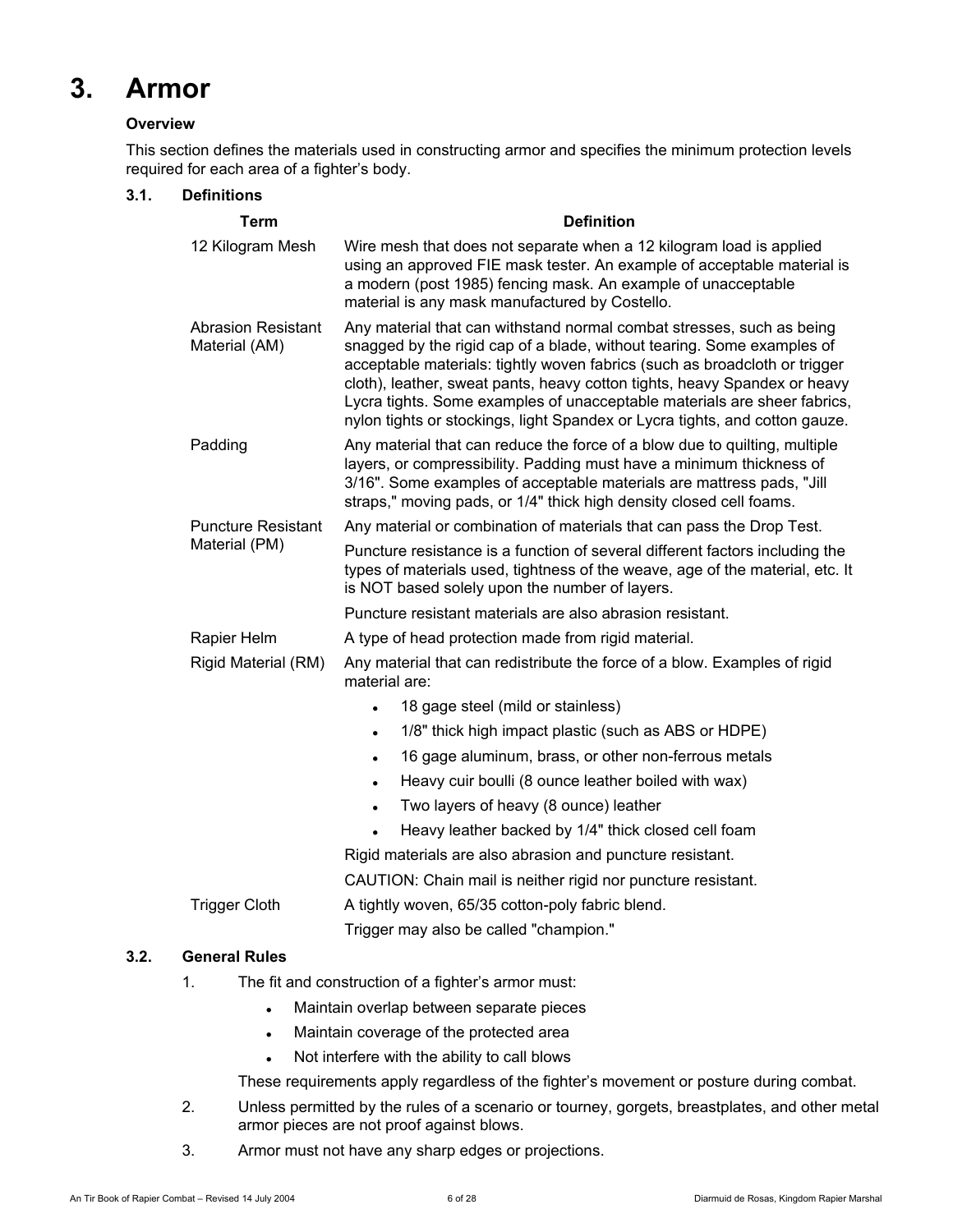# 3. Armor

**Overview**

This section defines the materials used in constructing armor and specifies the minimum protection levels required for each area of a fighter's body.

## 3.1. Definitions

| Term | Definition |
|---|---|
| 12 Kilogram Mesh | Wire mesh that does not separate when a 12 kilogram load is applied using an approved FIE mask tester. An example of acceptable material is a modern (post 1985) fencing mask. An example of unacceptable material is any mask manufactured by Costello. |
| Abrasion Resistant Material (AM) | Any material that can withstand normal combat stresses, such as being snagged by the rigid cap of a blade, without tearing. Some examples of acceptable materials: tightly woven fabrics (such as broadcloth or trigger cloth), leather, sweat pants, heavy cotton tights, heavy Spandex or heavy Lycra tights. Some examples of unacceptable materials are sheer fabrics, nylon tights or stockings, light Spandex or Lycra tights, and cotton gauze. |
| Padding | Any material that can reduce the force of a blow due to quilting, multiple layers, or compressibility. Padding must have a minimum thickness of 3/16". Some examples of acceptable materials are mattress pads, "Jill straps," moving pads, or 1/4" thick high density closed cell foams. |
| Puncture Resistant Material (PM) | Any material or combination of materials that can pass the Drop Test.<br><br>Puncture resistance is a function of several different factors including the types of materials used, tightness of the weave, age of the material, etc. It is NOT based solely upon the number of layers.<br><br>Puncture resistant materials are also abrasion resistant. |
| Rapier Helm | A type of head protection made from rigid material. |
| Rigid Material (RM) | Any material that can redistribute the force of a blow. Examples of rigid material are:<br>• 18 gage steel (mild or stainless)<br>• 1/8" thick high impact plastic (such as ABS or HDPE)<br>• 16 gage aluminum, brass, or other non-ferrous metals<br>• Heavy cuir boulli (8 ounce leather boiled with wax)<br>• Two layers of heavy (8 ounce) leather<br>• Heavy leather backed by 1/4" thick closed cell foam<br><br>Rigid materials are also abrasion and puncture resistant.<br><br>CAUTION: Chain mail is neither rigid nor puncture resistant. |
| Trigger Cloth | A tightly woven, 65/35 cotton-poly fabric blend.<br><br>Trigger may also be called "champion." |

## 3.2. General Rules

1. The fit and construction of a fighter's armor must:
   - Maintain overlap between separate pieces
   - Maintain coverage of the protected area
   - Not interfere with the ability to call blows

   These requirements apply regardless of the fighter's movement or posture during combat.
2. Unless permitted by the rules of a scenario or tourney, gorgets, breastplates, and other metal armor pieces are not proof against blows.
3. Armor must not have any sharp edges or projections.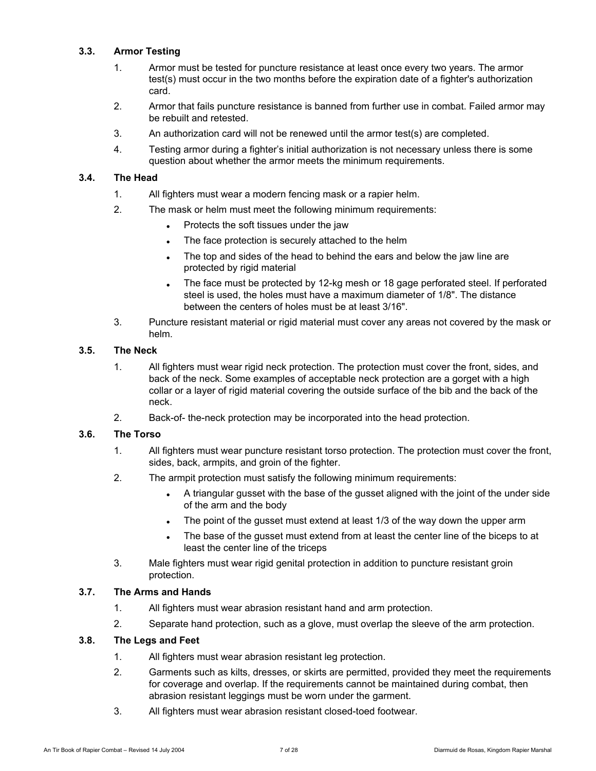### 3.3. Armor Testing

1. Armor must be tested for puncture resistance at least once every two years. The armor test(s) must occur in the two months before the expiration date of a fighter's authorization card.
2. Armor that fails puncture resistance is banned from further use in combat. Failed armor may be rebuilt and retested.
3. An authorization card will not be renewed until the armor test(s) are completed.
4. Testing armor during a fighter's initial authorization is not necessary unless there is some question about whether the armor meets the minimum requirements.

### 3.4. The Head

1. All fighters must wear a modern fencing mask or a rapier helm.
2. The mask or helm must meet the following minimum requirements:
   - Protects the soft tissues under the jaw
   - The face protection is securely attached to the helm
   - The top and sides of the head to behind the ears and below the jaw line are protected by rigid material
   - The face must be protected by 12-kg mesh or 18 gage perforated steel. If perforated steel is used, the holes must have a maximum diameter of 1/8". The distance between the centers of holes must be at least 3/16".
3. Puncture resistant material or rigid material must cover any areas not covered by the mask or helm.

### 3.5. The Neck

1. All fighters must wear rigid neck protection. The protection must cover the front, sides, and back of the neck. Some examples of acceptable neck protection are a gorget with a high collar or a layer of rigid material covering the outside surface of the bib and the back of the neck.
2. Back-of- the-neck protection may be incorporated into the head protection.

### 3.6. The Torso

1. All fighters must wear puncture resistant torso protection. The protection must cover the front, sides, back, armpits, and groin of the fighter.
2. The armpit protection must satisfy the following minimum requirements:
   - A triangular gusset with the base of the gusset aligned with the joint of the under side of the arm and the body
   - The point of the gusset must extend at least 1/3 of the way down the upper arm
   - The base of the gusset must extend from at least the center line of the biceps to at least the center line of the triceps
3. Male fighters must wear rigid genital protection in addition to puncture resistant groin protection.

### 3.7. The Arms and Hands

1. All fighters must wear abrasion resistant hand and arm protection.
2. Separate hand protection, such as a glove, must overlap the sleeve of the arm protection.

### 3.8. The Legs and Feet

1. All fighters must wear abrasion resistant leg protection.
2. Garments such as kilts, dresses, or skirts are permitted, provided they meet the requirements for coverage and overlap. If the requirements cannot be maintained during combat, then abrasion resistant leggings must be worn under the garment.
3. All fighters must wear abrasion resistant closed-toed footwear.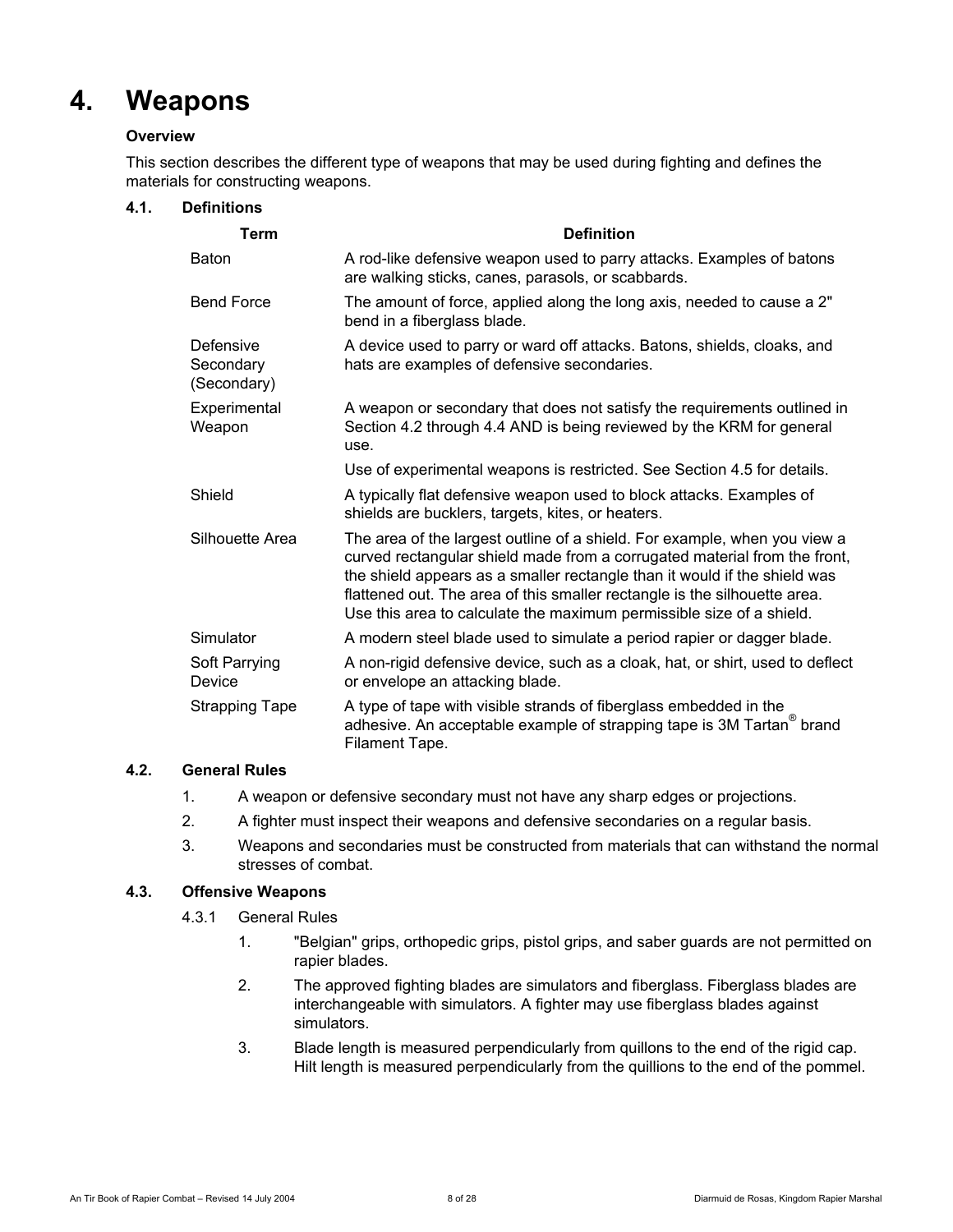# 4. Weapons

**Overview**

This section describes the different type of weapons that may be used during fighting and defines the materials for constructing weapons.

### 4.1. Definitions

| Term | Definition |
|---|---|
| Baton | A rod-like defensive weapon used to parry attacks. Examples of batons are walking sticks, canes, parasols, or scabbards. |
| Bend Force | The amount of force, applied along the long axis, needed to cause a 2" bend in a fiberglass blade. |
| Defensive Secondary (Secondary) | A device used to parry or ward off attacks. Batons, shields, cloaks, and hats are examples of defensive secondaries. |
| Experimental Weapon | A weapon or secondary that does not satisfy the requirements outlined in Section 4.2 through 4.4 AND is being reviewed by the KRM for general use. |
| | Use of experimental weapons is restricted. See Section 4.5 for details. |
| Shield | A typically flat defensive weapon used to block attacks. Examples of shields are bucklers, targets, kites, or heaters. |
| Silhouette Area | The area of the largest outline of a shield. For example, when you view a curved rectangular shield made from a corrugated material from the front, the shield appears as a smaller rectangle than it would if the shield was flattened out. The area of this smaller rectangle is the silhouette area. Use this area to calculate the maximum permissible size of a shield. |
| Simulator | A modern steel blade used to simulate a period rapier or dagger blade. |
| Soft Parrying Device | A non-rigid defensive device, such as a cloak, hat, or shirt, used to deflect or envelope an attacking blade. |
| Strapping Tape | A type of tape with visible strands of fiberglass embedded in the adhesive. An acceptable example of strapping tape is 3M Tartan® brand Filament Tape. |

### 4.2. General Rules

1. A weapon or defensive secondary must not have any sharp edges or projections.
2. A fighter must inspect their weapons and defensive secondaries on a regular basis.
3. Weapons and secondaries must be constructed from materials that can withstand the normal stresses of combat.

### 4.3. Offensive Weapons

4.3.1 General Rules

1. "Belgian" grips, orthopedic grips, pistol grips, and saber guards are not permitted on rapier blades.
2. The approved fighting blades are simulators and fiberglass. Fiberglass blades are interchangeable with simulators. A fighter may use fiberglass blades against simulators.
3. Blade length is measured perpendicularly from quillons to the end of the rigid cap. Hilt length is measured perpendicularly from the quillions to the end of the pommel.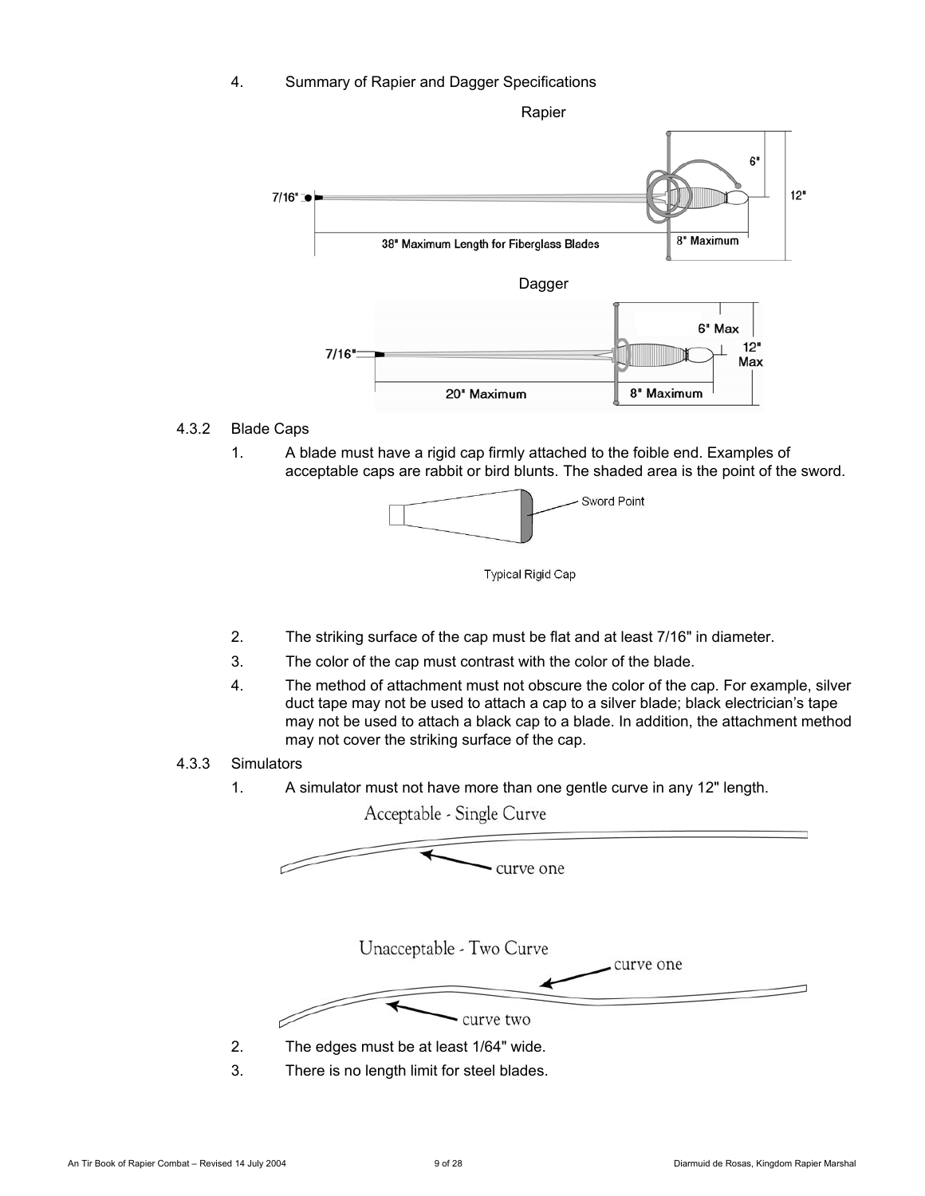4. Summary of Rapier and Dagger Specifications

Rapier

7/16"

6"

12"

38" Maximum Length for Fiberglass Blades

8" Maximum

Dagger

7/16"

6" Max

12" Max

20" Maximum

8" Maximum

4.3.2 Blade Caps

1. A blade must have a rigid cap firmly attached to the foible end. Examples of acceptable caps are rabbit or bird blunts. The shaded area is the point of the sword.

Sword Point

Typical Rigid Cap

2. The striking surface of the cap must be flat and at least 7/16" in diameter.
3. The color of the cap must contrast with the color of the blade.
4. The method of attachment must not obscure the color of the cap. For example, silver duct tape may not be used to attach a cap to a silver blade; black electrician's tape may not be used to attach a black cap to a blade. In addition, the attachment method may not cover the striking surface of the cap.

4.3.3 Simulators

1. A simulator must not have more than one gentle curve in any 12" length.

Acceptable - Single Curve

curve one

Unacceptable - Two Curve

curve one

curve two

2. The edges must be at least 1/64" wide.
3. There is no length limit for steel blades.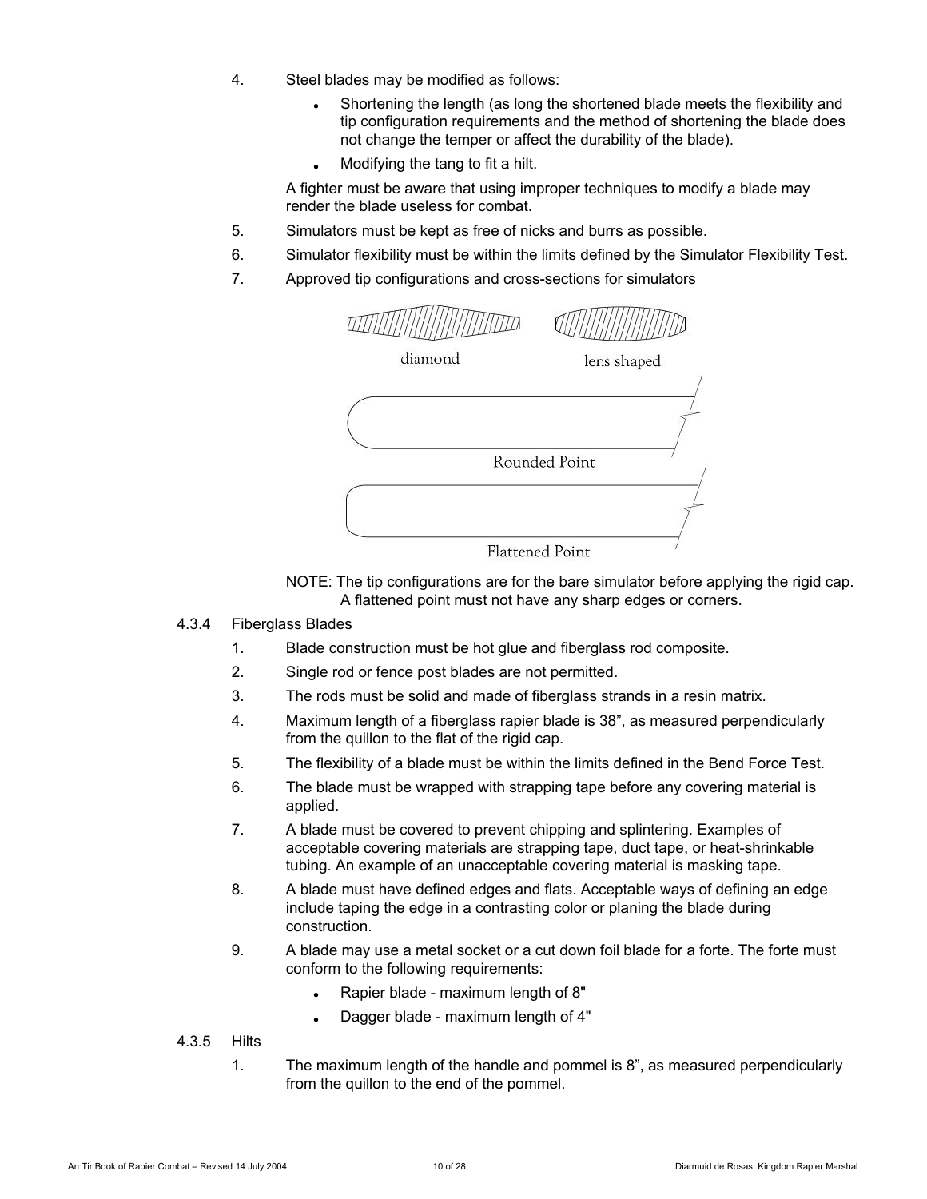4. Steel blades may be modified as follows:
    - Shortening the length (as long the shortened blade meets the flexibility and tip configuration requirements and the method of shortening the blade does not change the temper or affect the durability of the blade).
    - Modifying the tang to fit a hilt.

    A fighter must be aware that using improper techniques to modify a blade may render the blade useless for combat.
5. Simulators must be kept as free of nicks and burrs as possible.
6. Simulator flexibility must be within the limits defined by the Simulator Flexibility Test.
7. Approved tip configurations and cross-sections for simulators

    diamond

    lens shaped

    Rounded Point

    Flattened Point

    NOTE: The tip configurations are for the bare simulator before applying the rigid cap. A flattened point must not have any sharp edges or corners.

4.3.4 Fiberglass Blades

1. Blade construction must be hot glue and fiberglass rod composite.
2. Single rod or fence post blades are not permitted.
3. The rods must be solid and made of fiberglass strands in a resin matrix.
4. Maximum length of a fiberglass rapier blade is 38", as measured perpendicularly from the quillon to the flat of the rigid cap.
5. The flexibility of a blade must be within the limits defined in the Bend Force Test.
6. The blade must be wrapped with strapping tape before any covering material is applied.
7. A blade must be covered to prevent chipping and splintering. Examples of acceptable covering materials are strapping tape, duct tape, or heat-shrinkable tubing. An example of an unacceptable covering material is masking tape.
8. A blade must have defined edges and flats. Acceptable ways of defining an edge include taping the edge in a contrasting color or planing the blade during construction.
9. A blade may use a metal socket or a cut down foil blade for a forte. The forte must conform to the following requirements:
    - Rapier blade - maximum length of 8"
    - Dagger blade - maximum length of 4"

4.3.5 Hilts

1. The maximum length of the handle and pommel is 8", as measured perpendicularly from the quillon to the end of the pommel.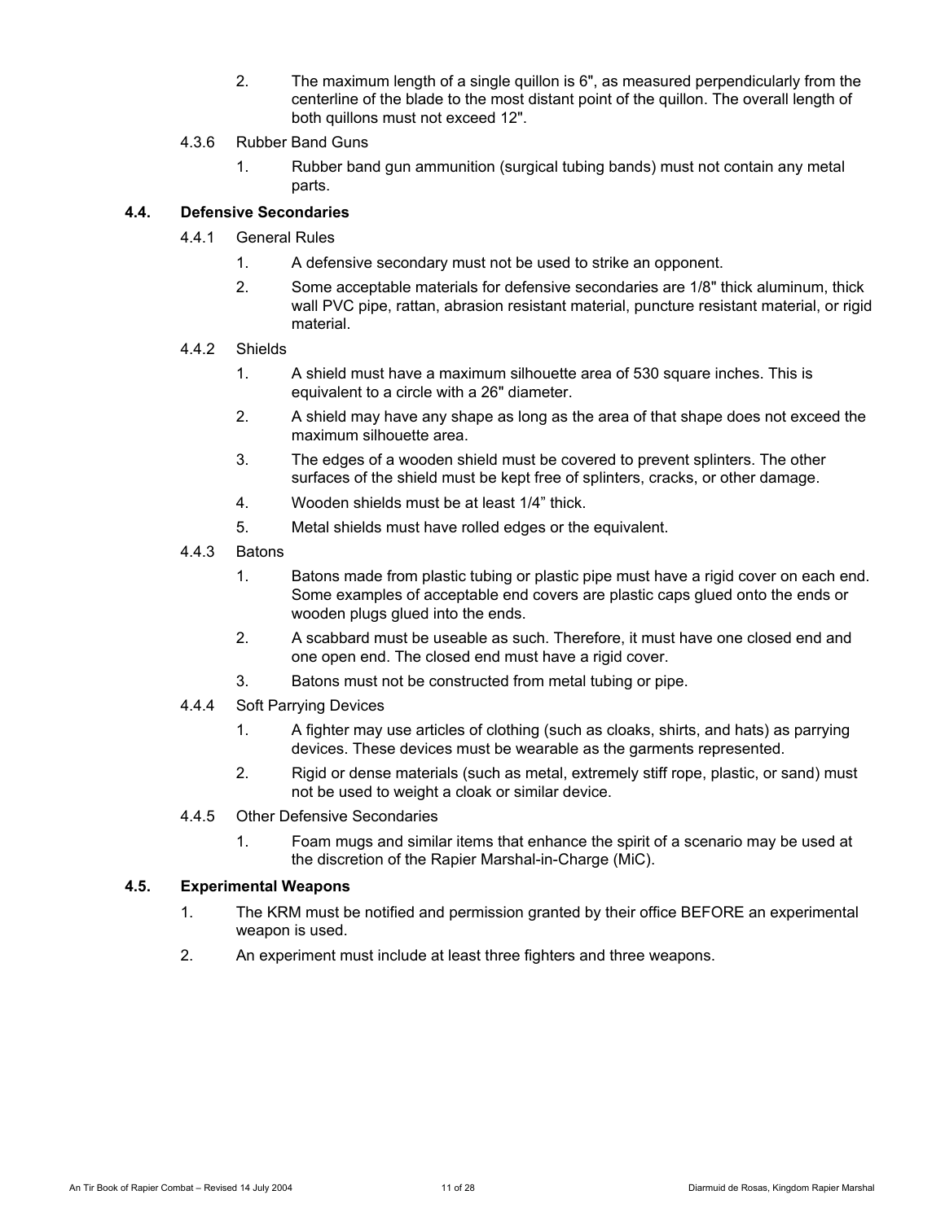2. The maximum length of a single quillon is 6", as measured perpendicularly from the centerline of the blade to the most distant point of the quillon. The overall length of both quillons must not exceed 12".

4.3.6 Rubber Band Guns

1. Rubber band gun ammunition (surgical tubing bands) must not contain any metal parts.

### 4.4. Defensive Secondaries

4.4.1 General Rules

1. A defensive secondary must not be used to strike an opponent.
2. Some acceptable materials for defensive secondaries are 1/8" thick aluminum, thick wall PVC pipe, rattan, abrasion resistant material, puncture resistant material, or rigid material.

4.4.2 Shields

1. A shield must have a maximum silhouette area of 530 square inches. This is equivalent to a circle with a 26" diameter.
2. A shield may have any shape as long as the area of that shape does not exceed the maximum silhouette area.
3. The edges of a wooden shield must be covered to prevent splinters. The other surfaces of the shield must be kept free of splinters, cracks, or other damage.
4. Wooden shields must be at least 1/4” thick.
5. Metal shields must have rolled edges or the equivalent.

4.4.3 Batons

1. Batons made from plastic tubing or plastic pipe must have a rigid cover on each end. Some examples of acceptable end covers are plastic caps glued onto the ends or wooden plugs glued into the ends.
2. A scabbard must be useable as such. Therefore, it must have one closed end and one open end. The closed end must have a rigid cover.
3. Batons must not be constructed from metal tubing or pipe.

4.4.4 Soft Parrying Devices

1. A fighter may use articles of clothing (such as cloaks, shirts, and hats) as parrying devices. These devices must be wearable as the garments represented.
2. Rigid or dense materials (such as metal, extremely stiff rope, plastic, or sand) must not be used to weight a cloak or similar device.

4.4.5 Other Defensive Secondaries

1. Foam mugs and similar items that enhance the spirit of a scenario may be used at the discretion of the Rapier Marshal-in-Charge (MiC).

### 4.5. Experimental Weapons

1. The KRM must be notified and permission granted by their office BEFORE an experimental weapon is used.
2. An experiment must include at least three fighters and three weapons.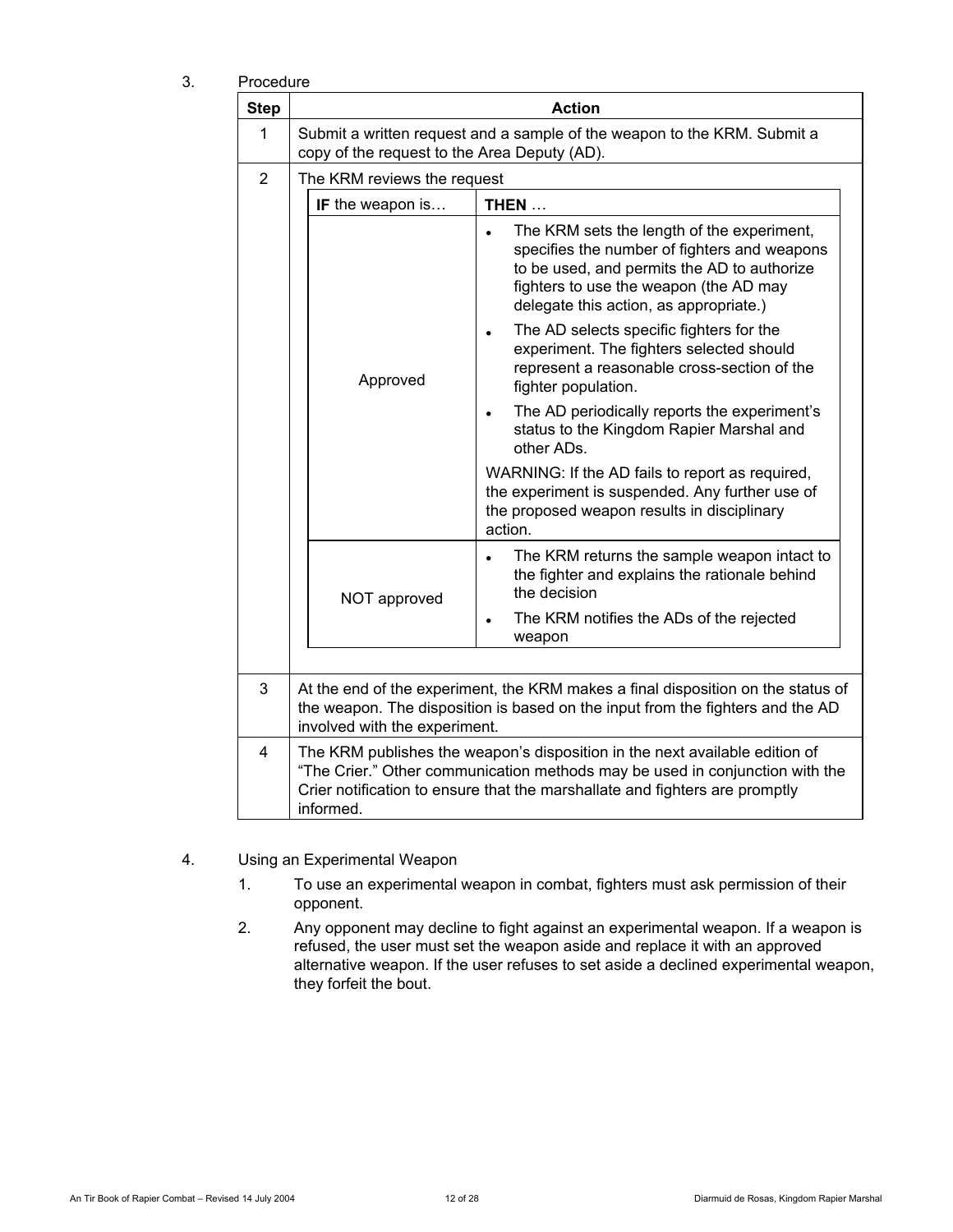3. Procedure

<table>
<tr><th>Step</th><th>Action</th></tr>
<tr><td>1</td><td>Submit a written request and a sample of the weapon to the KRM. Submit a copy of the request to the Area Deputy (AD).</td></tr>
<tr><td>2</td><td>The KRM reviews the request
<table>
<tr><th><b>IF</b> the weapon is…</th><th><b>THEN</b> …</th></tr>
<tr><td>Approved</td><td>
<ul>
<li>The KRM sets the length of the experiment, specifies the number of fighters and weapons to be used, and permits the AD to authorize fighters to use the weapon (the AD may delegate this action, as appropriate.)</li>
<li>The AD selects specific fighters for the experiment. The fighters selected should represent a reasonable cross-section of the fighter population.</li>
<li>The AD periodically reports the experiment's status to the Kingdom Rapier Marshal and other ADs.</li>
</ul>
WARNING: If the AD fails to report as required, the experiment is suspended. Any further use of the proposed weapon results in disciplinary action.</td></tr>
<tr><td>NOT approved</td><td>
<ul>
<li>The KRM returns the sample weapon intact to the fighter and explains the rationale behind the decision</li>
<li>The KRM notifies the ADs of the rejected weapon</li>
</ul></td></tr>
</table></td></tr>
<tr><td>3</td><td>At the end of the experiment, the KRM makes a final disposition on the status of the weapon. The disposition is based on the input from the fighters and the AD involved with the experiment.</td></tr>
<tr><td>4</td><td>The KRM publishes the weapon's disposition in the next available edition of "The Crier." Other communication methods may be used in conjunction with the Crier notification to ensure that the marshallate and fighters are promptly informed.</td></tr>
</table>

4. Using an Experimental Weapon

1. To use an experimental weapon in combat, fighters must ask permission of their opponent.
2. Any opponent may decline to fight against an experimental weapon. If a weapon is refused, the user must set the weapon aside and replace it with an approved alternative weapon. If the user refuses to set aside a declined experimental weapon, they forfeit the bout.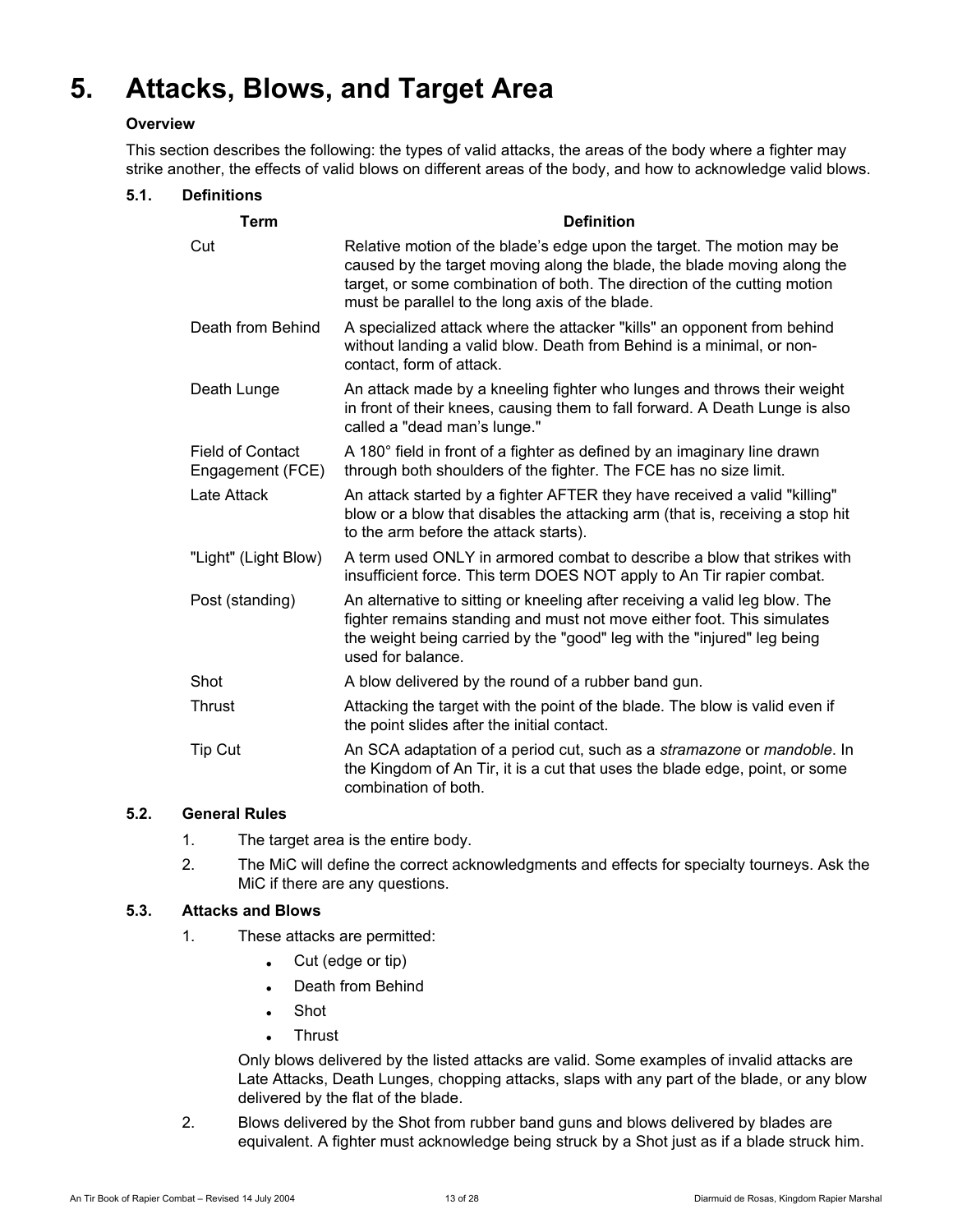# 5. Attacks, Blows, and Target Area

**Overview**

This section describes the following: the types of valid attacks, the areas of the body where a fighter may strike another, the effects of valid blows on different areas of the body, and how to acknowledge valid blows.

## 5.1. Definitions

| Term | Definition |
| --- | --- |
| Cut | Relative motion of the blade's edge upon the target. The motion may be caused by the target moving along the blade, the blade moving along the target, or some combination of both. The direction of the cutting motion must be parallel to the long axis of the blade. |
| Death from Behind | A specialized attack where the attacker "kills" an opponent from behind without landing a valid blow. Death from Behind is a minimal, or non-contact, form of attack. |
| Death Lunge | An attack made by a kneeling fighter who lunges and throws their weight in front of their knees, causing them to fall forward. A Death Lunge is also called a "dead man's lunge." |
| Field of Contact Engagement (FCE) | A 180° field in front of a fighter as defined by an imaginary line drawn through both shoulders of the fighter. The FCE has no size limit. |
| Late Attack | An attack started by a fighter AFTER they have received a valid "killing" blow or a blow that disables the attacking arm (that is, receiving a stop hit to the arm before the attack starts). |
| "Light" (Light Blow) | A term used ONLY in armored combat to describe a blow that strikes with insufficient force. This term DOES NOT apply to An Tir rapier combat. |
| Post (standing) | An alternative to sitting or kneeling after receiving a valid leg blow. The fighter remains standing and must not move either foot. This simulates the weight being carried by the "good" leg with the "injured" leg being used for balance. |
| Shot | A blow delivered by the round of a rubber band gun. |
| Thrust | Attacking the target with the point of the blade. The blow is valid even if the point slides after the initial contact. |
| Tip Cut | An SCA adaptation of a period cut, such as a *stramazone* or *mandoble*. In the Kingdom of An Tir, it is a cut that uses the blade edge, point, or some combination of both. |

## 5.2. General Rules

1. The target area is the entire body.
2. The MiC will define the correct acknowledgments and effects for specialty tourneys. Ask the MiC if there are any questions.

## 5.3. Attacks and Blows

1. These attacks are permitted:
   - Cut (edge or tip)
   - Death from Behind
   - Shot
   - Thrust

   Only blows delivered by the listed attacks are valid. Some examples of invalid attacks are Late Attacks, Death Lunges, chopping attacks, slaps with any part of the blade, or any blow delivered by the flat of the blade.
2. Blows delivered by the Shot from rubber band guns and blows delivered by blades are equivalent. A fighter must acknowledge being struck by a Shot just as if a blade struck him.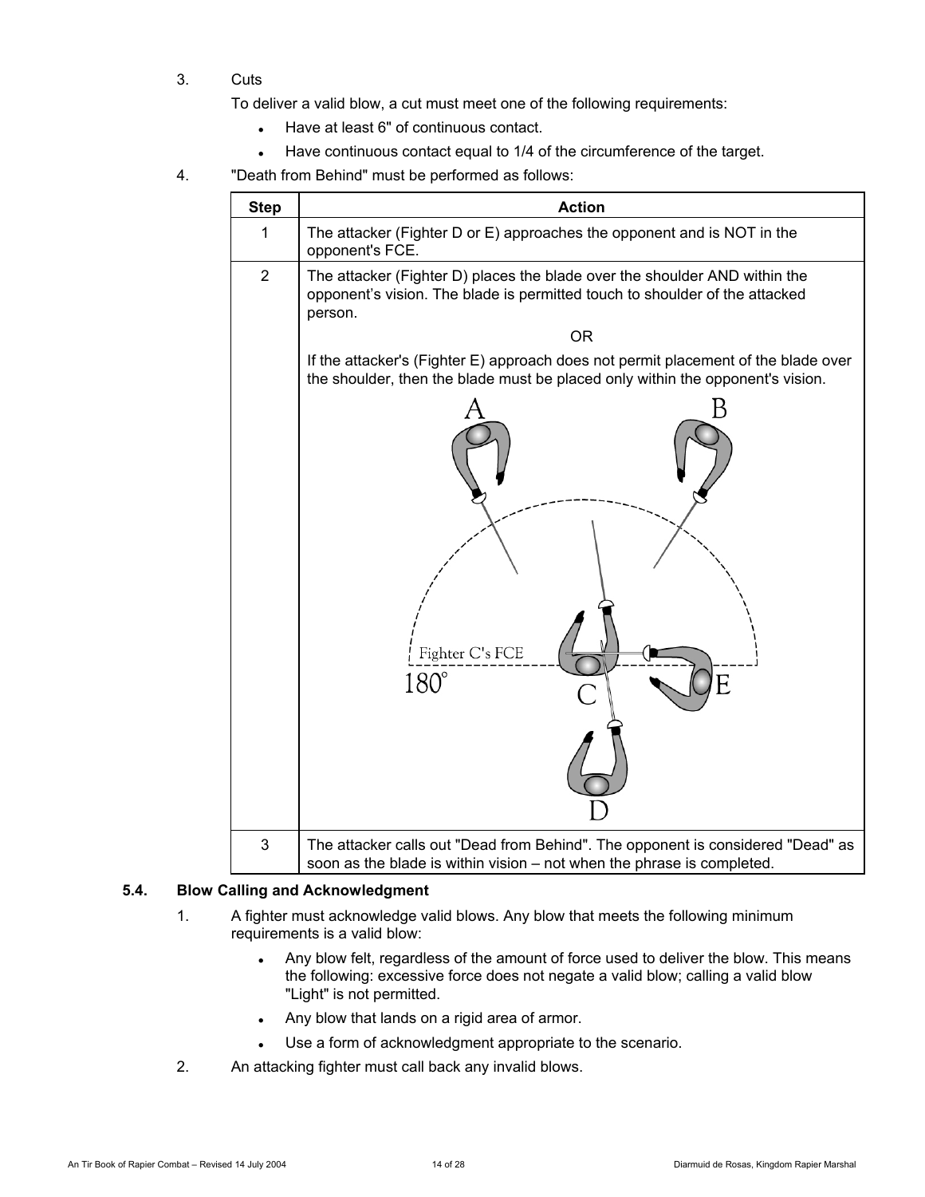3. Cuts

   To deliver a valid blow, a cut must meet one of the following requirements:

   - Have at least 6" of continuous contact.
   - Have continuous contact equal to 1/4 of the circumference of the target.

4. "Death from Behind" must be performed as follows:

| Step | Action |
|---|---|
| 1 | The attacker (Fighter D or E) approaches the opponent and is NOT in the opponent's FCE. |
| 2 | The attacker (Fighter D) places the blade over the shoulder AND within the opponent's vision. The blade is permitted touch to shoulder of the attacked person. <br> OR <br> If the attacker's (Fighter E) approach does not permit placement of the blade over the shoulder, then the blade must be placed only within the opponent's vision. |
| 3 | The attacker calls out "Dead from Behind". The opponent is considered "Dead" as soon as the blade is within vision – not when the phrase is completed. |

### 5.4. Blow Calling and Acknowledgment

1. A fighter must acknowledge valid blows. Any blow that meets the following minimum requirements is a valid blow:

   - Any blow felt, regardless of the amount of force used to deliver the blow. This means the following: excessive force does not negate a valid blow; calling a valid blow "Light" is not permitted.
   - Any blow that lands on a rigid area of armor.
   - Use a form of acknowledgment appropriate to the scenario.

2. An attacking fighter must call back any invalid blows.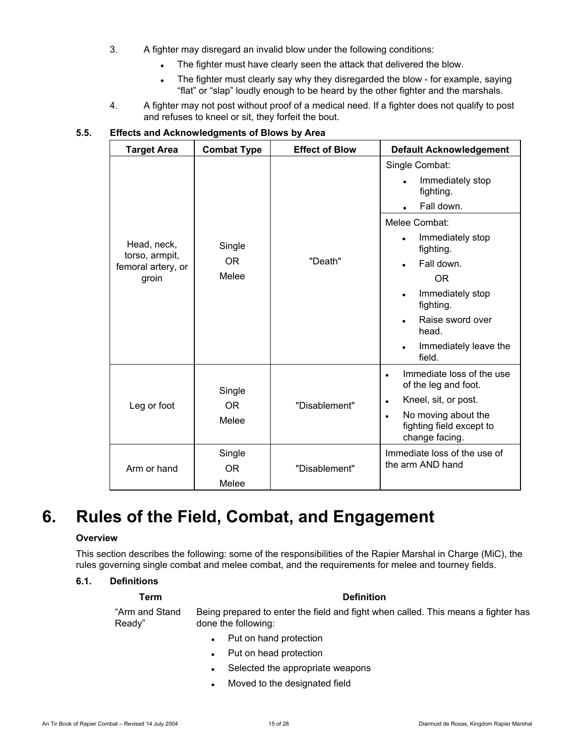3. A fighter may disregard an invalid blow under the following conditions:
   - The fighter must have clearly seen the attack that delivered the blow.
   - The fighter must clearly say why they disregarded the blow - for example, saying “flat” or “slap” loudly enough to be heard by the other fighter and the marshals.
4. A fighter may not post without proof of a medical need. If a fighter does not qualify to post and refuses to kneel or sit, they forfeit the bout.

### 5.5. Effects and Acknowledgments of Blows by Area

| Target Area | Combat Type | Effect of Blow | Default Acknowledgement |
|---|---|---|---|
| Head, neck, torso, armpit, femoral artery, or groin | Single OR Melee | "Death" | Single Combat: • Immediately stop fighting. • Fall down. |
| | | | Melee Combat: • Immediately stop fighting. • Fall down. OR • Immediately stop fighting. • Raise sword over head. • Immediately leave the field. |
| Leg or foot | Single OR Melee | "Disablement" | • Immediate loss of the use of the leg and foot. • Kneel, sit, or post. • No moving about the fighting field except to change facing. |
| Arm or hand | Single OR Melee | "Disablement" | Immediate loss of the use of the arm AND hand |

# 6. Rules of the Field, Combat, and Engagement

**Overview**

This section describes the following: some of the responsibilities of the Rapier Marshal in Charge (MiC), the rules governing single combat and melee combat, and the requirements for melee and tourney fields.

### 6.1. Definitions

| Term | Definition |
|---|---|
| “Arm and Stand Ready” | Being prepared to enter the field and fight when called. This means a fighter has done the following: • Put on hand protection • Put on head protection • Selected the appropriate weapons • Moved to the designated field |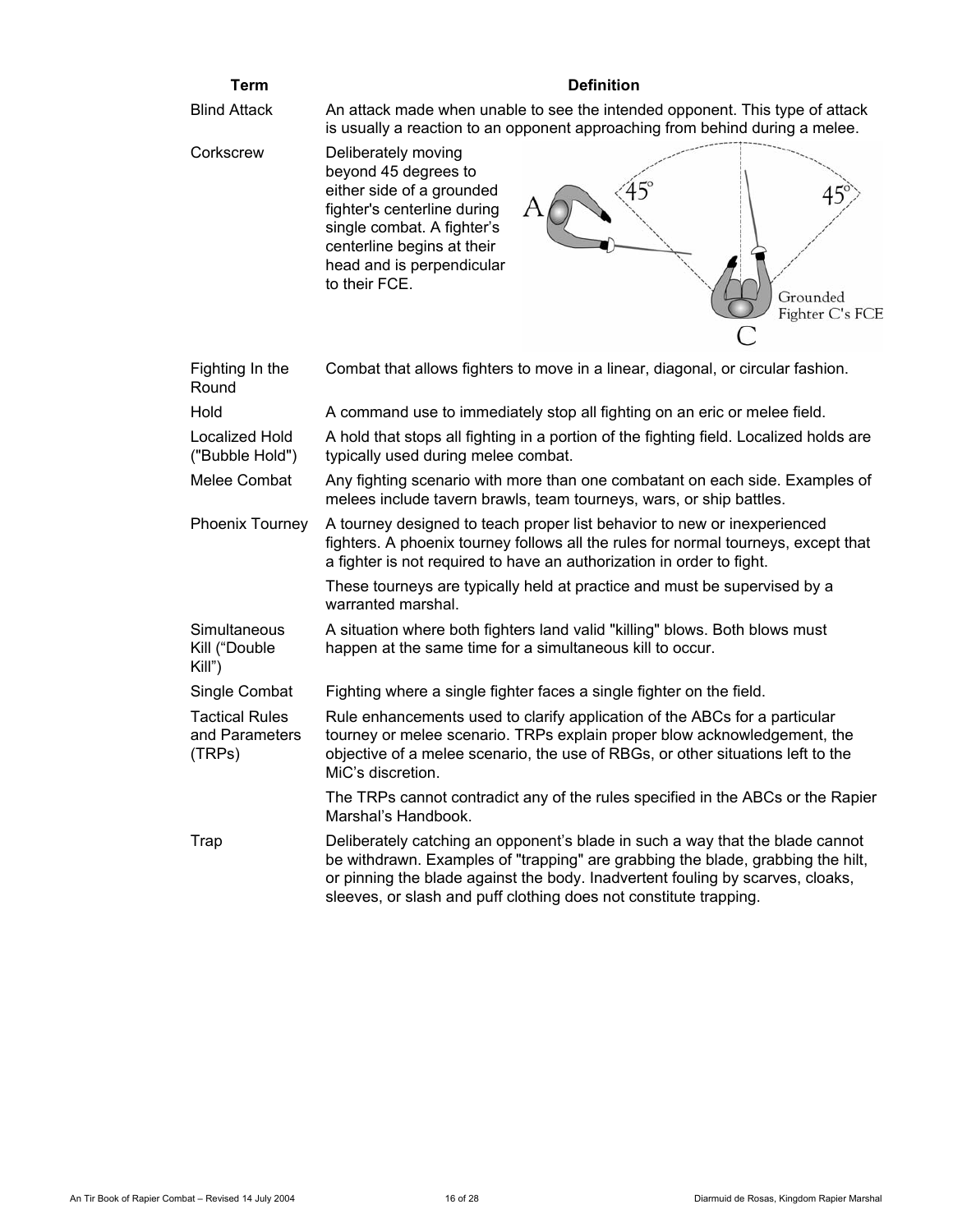| Term | Definition |
|---|---|
| Blind Attack | An attack made when unable to see the intended opponent. This type of attack is usually a reaction to an opponent approaching from behind during a melee. |
| Corkscrew | Deliberately moving beyond 45 degrees to either side of a grounded fighter's centerline during single combat. A fighter's centerline begins at their head and is perpendicular to their FCE. |
| Fighting In the Round | Combat that allows fighters to move in a linear, diagonal, or circular fashion. |
| Hold | A command use to immediately stop all fighting on an eric or melee field. |
| Localized Hold ("Bubble Hold") | A hold that stops all fighting in a portion of the fighting field. Localized holds are typically used during melee combat. |
| Melee Combat | Any fighting scenario with more than one combatant on each side. Examples of melees include tavern brawls, team tourneys, wars, or ship battles. |
| Phoenix Tourney | A tourney designed to teach proper list behavior to new or inexperienced fighters. A phoenix tourney follows all the rules for normal tourneys, except that a fighter is not required to have an authorization in order to fight. These tourneys are typically held at practice and must be supervised by a warranted marshal. |
| Simultaneous Kill ("Double Kill") | A situation where both fighters land valid "killing" blows. Both blows must happen at the same time for a simultaneous kill to occur. |
| Single Combat | Fighting where a single fighter faces a single fighter on the field. |
| Tactical Rules and Parameters (TRPs) | Rule enhancements used to clarify application of the ABCs for a particular tourney or melee scenario. TRPs explain proper blow acknowledgement, the objective of a melee scenario, the use of RBGs, or other situations left to the MiC's discretion. The TRPs cannot contradict any of the rules specified in the ABCs or the Rapier Marshal's Handbook. |
| Trap | Deliberately catching an opponent's blade in such a way that the blade cannot be withdrawn. Examples of "trapping" are grabbing the blade, grabbing the hilt, or pinning the blade against the body. Inadvertent fouling by scarves, cloaks, sleeves, or slash and puff clothing does not constitute trapping. |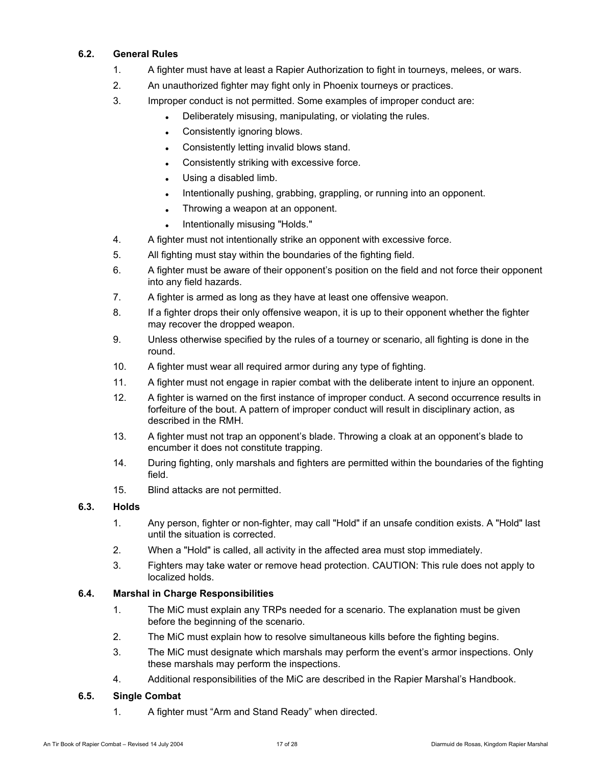### 6.2. General Rules

1. A fighter must have at least a Rapier Authorization to fight in tourneys, melees, or wars.
2. An unauthorized fighter may fight only in Phoenix tourneys or practices.
3. Improper conduct is not permitted. Some examples of improper conduct are:
   - Deliberately misusing, manipulating, or violating the rules.
   - Consistently ignoring blows.
   - Consistently letting invalid blows stand.
   - Consistently striking with excessive force.
   - Using a disabled limb.
   - Intentionally pushing, grabbing, grappling, or running into an opponent.
   - Throwing a weapon at an opponent.
   - Intentionally misusing "Holds."
4. A fighter must not intentionally strike an opponent with excessive force.
5. All fighting must stay within the boundaries of the fighting field.
6. A fighter must be aware of their opponent's position on the field and not force their opponent into any field hazards.
7. A fighter is armed as long as they have at least one offensive weapon.
8. If a fighter drops their only offensive weapon, it is up to their opponent whether the fighter may recover the dropped weapon.
9. Unless otherwise specified by the rules of a tourney or scenario, all fighting is done in the round.
10. A fighter must wear all required armor during any type of fighting.
11. A fighter must not engage in rapier combat with the deliberate intent to injure an opponent.
12. A fighter is warned on the first instance of improper conduct. A second occurrence results in forfeiture of the bout. A pattern of improper conduct will result in disciplinary action, as described in the RMH.
13. A fighter must not trap an opponent's blade. Throwing a cloak at an opponent's blade to encumber it does not constitute trapping.
14. During fighting, only marshals and fighters are permitted within the boundaries of the fighting field.
15. Blind attacks are not permitted.

### 6.3. Holds

1. Any person, fighter or non-fighter, may call "Hold" if an unsafe condition exists. A "Hold" last until the situation is corrected.
2. When a "Hold" is called, all activity in the affected area must stop immediately.
3. Fighters may take water or remove head protection. CAUTION: This rule does not apply to localized holds.

### 6.4. Marshal in Charge Responsibilities

1. The MiC must explain any TRPs needed for a scenario. The explanation must be given before the beginning of the scenario.
2. The MiC must explain how to resolve simultaneous kills before the fighting begins.
3. The MiC must designate which marshals may perform the event's armor inspections. Only these marshals may perform the inspections.
4. Additional responsibilities of the MiC are described in the Rapier Marshal's Handbook.

### 6.5. Single Combat

1. A fighter must "Arm and Stand Ready" when directed.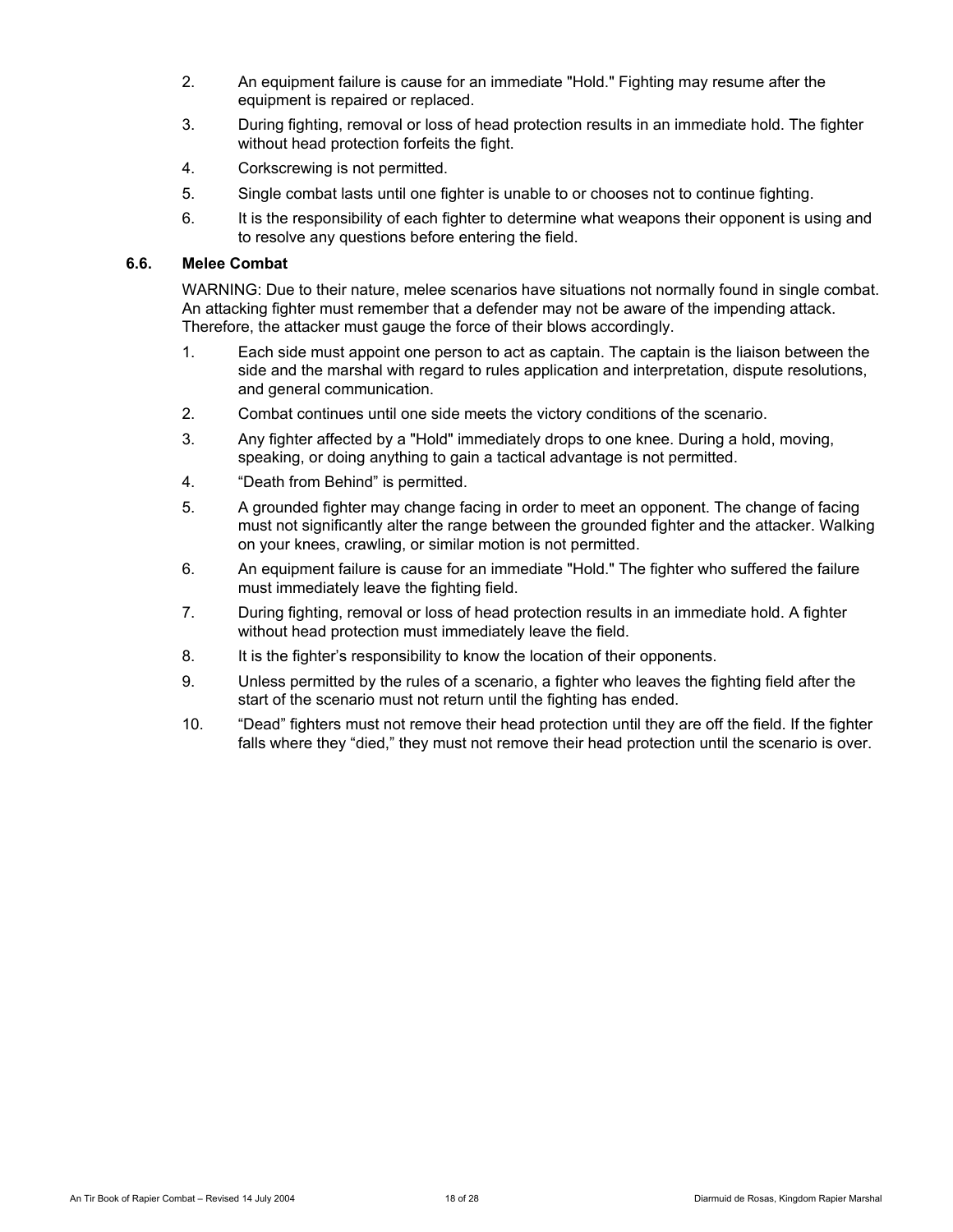2. An equipment failure is cause for an immediate "Hold." Fighting may resume after the equipment is repaired or replaced.
3. During fighting, removal or loss of head protection results in an immediate hold. The fighter without head protection forfeits the fight.
4. Corkscrewing is not permitted.
5. Single combat lasts until one fighter is unable to or chooses not to continue fighting.
6. It is the responsibility of each fighter to determine what weapons their opponent is using and to resolve any questions before entering the field.

### 6.6. Melee Combat

WARNING: Due to their nature, melee scenarios have situations not normally found in single combat. An attacking fighter must remember that a defender may not be aware of the impending attack. Therefore, the attacker must gauge the force of their blows accordingly.

1. Each side must appoint one person to act as captain. The captain is the liaison between the side and the marshal with regard to rules application and interpretation, dispute resolutions, and general communication.
2. Combat continues until one side meets the victory conditions of the scenario.
3. Any fighter affected by a "Hold" immediately drops to one knee. During a hold, moving, speaking, or doing anything to gain a tactical advantage is not permitted.
4. “Death from Behind” is permitted.
5. A grounded fighter may change facing in order to meet an opponent. The change of facing must not significantly alter the range between the grounded fighter and the attacker. Walking on your knees, crawling, or similar motion is not permitted.
6. An equipment failure is cause for an immediate "Hold." The fighter who suffered the failure must immediately leave the fighting field.
7. During fighting, removal or loss of head protection results in an immediate hold. A fighter without head protection must immediately leave the field.
8. It is the fighter’s responsibility to know the location of their opponents.
9. Unless permitted by the rules of a scenario, a fighter who leaves the fighting field after the start of the scenario must not return until the fighting has ended.
10. “Dead” fighters must not remove their head protection until they are off the field. If the fighter falls where they “died,” they must not remove their head protection until the scenario is over.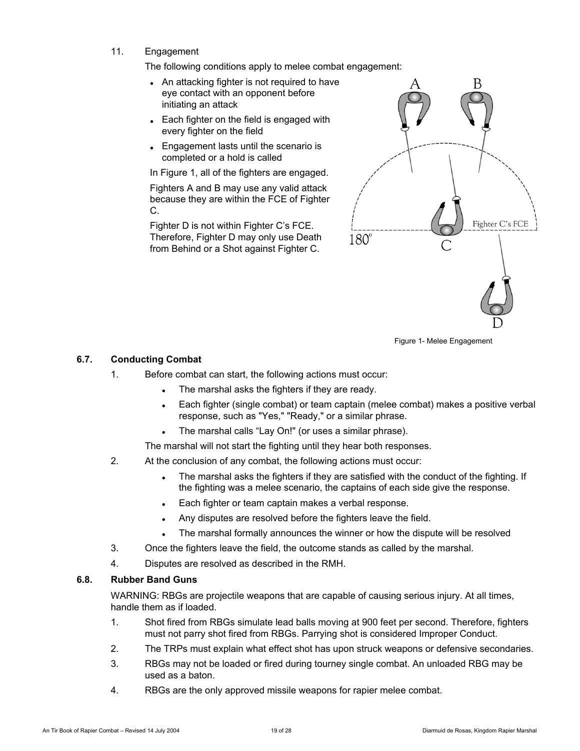11. Engagement

The following conditions apply to melee combat engagement:

- An attacking fighter is not required to have eye contact with an opponent before initiating an attack
- Each fighter on the field is engaged with every fighter on the field
- Engagement lasts until the scenario is completed or a hold is called

In Figure 1, all of the fighters are engaged.

Fighters A and B may use any valid attack because they are within the FCE of Fighter C.

Fighter D is not within Fighter C's FCE. Therefore, Fighter D may only use Death from Behind or a Shot against Fighter C.

Figure 1- Melee Engagement

### 6.7. Conducting Combat

1. Before combat can start, the following actions must occur:
   - The marshal asks the fighters if they are ready.
   - Each fighter (single combat) or team captain (melee combat) makes a positive verbal response, such as "Yes," "Ready," or a similar phrase.
   - The marshal calls "Lay On!" (or uses a similar phrase).

   The marshal will not start the fighting until they hear both responses.
2. At the conclusion of any combat, the following actions must occur:
   - The marshal asks the fighters if they are satisfied with the conduct of the fighting. If the fighting was a melee scenario, the captains of each side give the response.
   - Each fighter or team captain makes a verbal response.
   - Any disputes are resolved before the fighters leave the field.
   - The marshal formally announces the winner or how the dispute will be resolved
3. Once the fighters leave the field, the outcome stands as called by the marshal.
4. Disputes are resolved as described in the RMH.

### 6.8. Rubber Band Guns

WARNING: RBGs are projectile weapons that are capable of causing serious injury. At all times, handle them as if loaded.

1. Shot fired from RBGs simulate lead balls moving at 900 feet per second. Therefore, fighters must not parry shot fired from RBGs. Parrying shot is considered Improper Conduct.
2. The TRPs must explain what effect shot has upon struck weapons or defensive secondaries.
3. RBGs may not be loaded or fired during tourney single combat. An unloaded RBG may be used as a baton.
4. RBGs are the only approved missile weapons for rapier melee combat.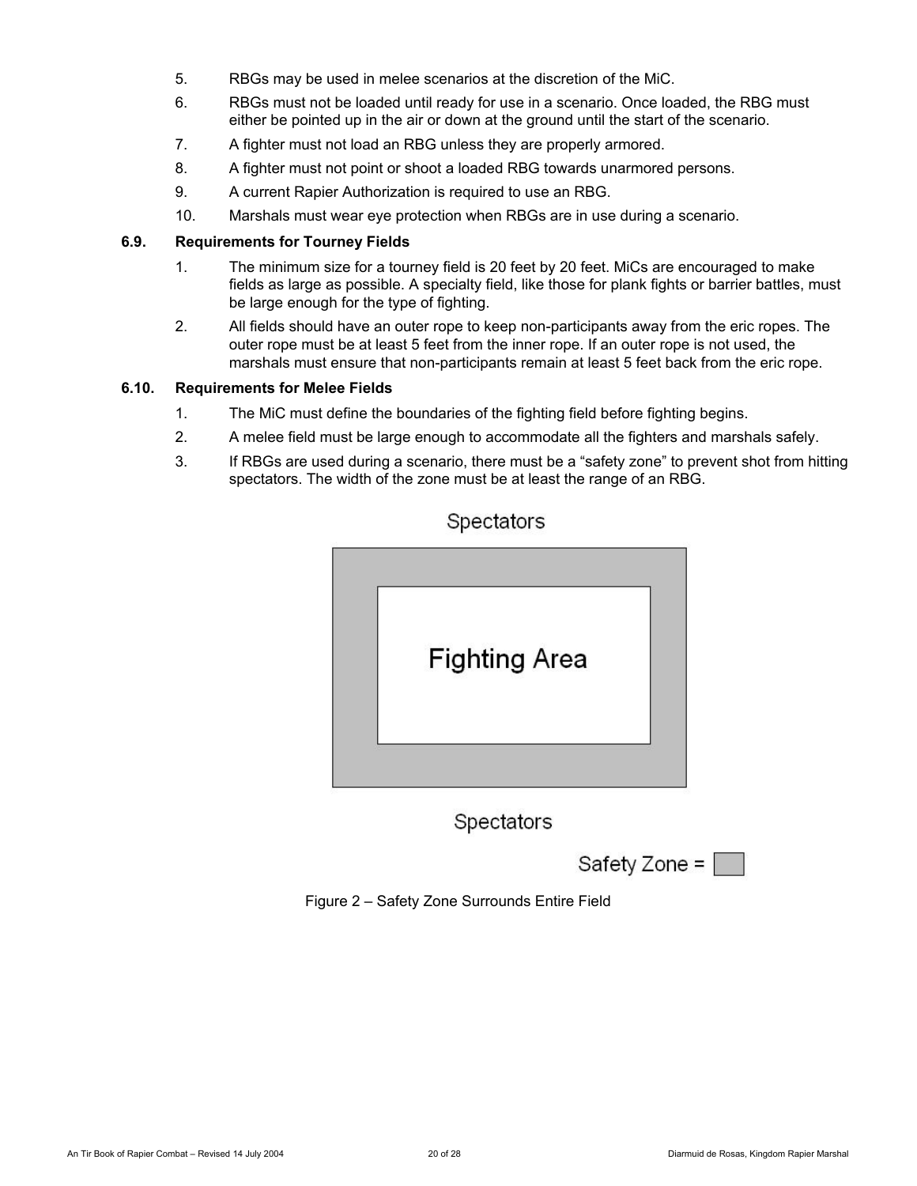5. RBGs may be used in melee scenarios at the discretion of the MiC.
6. RBGs must not be loaded until ready for use in a scenario. Once loaded, the RBG must either be pointed up in the air or down at the ground until the start of the scenario.
7. A fighter must not load an RBG unless they are properly armored.
8. A fighter must not point or shoot a loaded RBG towards unarmored persons.
9. A current Rapier Authorization is required to use an RBG.
10. Marshals must wear eye protection when RBGs are in use during a scenario.

### 6.9. Requirements for Tourney Fields

1. The minimum size for a tourney field is 20 feet by 20 feet. MiCs are encouraged to make fields as large as possible. A specialty field, like those for plank fights or barrier battles, must be large enough for the type of fighting.
2. All fields should have an outer rope to keep non-participants away from the eric ropes. The outer rope must be at least 5 feet from the inner rope. If an outer rope is not used, the marshals must ensure that non-participants remain at least 5 feet back from the eric rope.

### 6.10. Requirements for Melee Fields

1. The MiC must define the boundaries of the fighting field before fighting begins.
2. A melee field must be large enough to accommodate all the fighters and marshals safely.
3. If RBGs are used during a scenario, there must be a "safety zone" to prevent shot from hitting spectators. The width of the zone must be at least the range of an RBG.

Spectators

Fighting Area

Spectators

Safety Zone =

Figure 2 – Safety Zone Surrounds Entire Field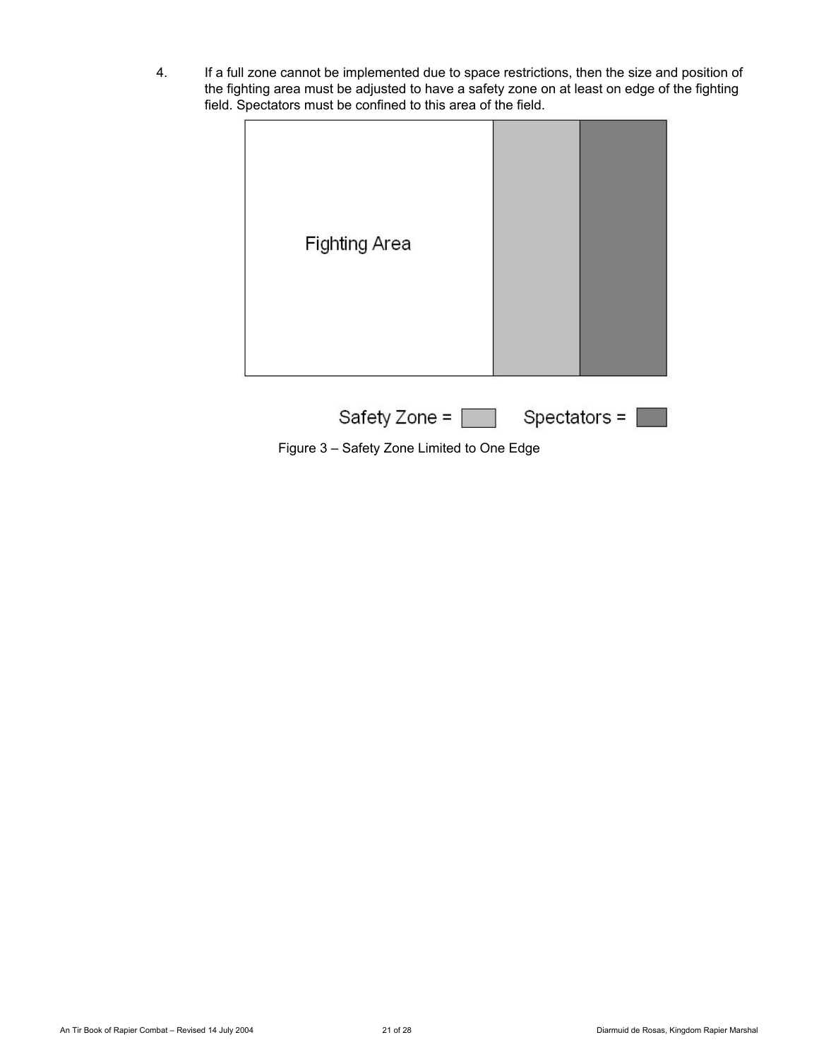4. If a full zone cannot be implemented due to space restrictions, then the size and position of the fighting area must be adjusted to have a safety zone on at least on edge of the fighting field. Spectators must be confined to this area of the field.

Fighting Area

Safety Zone = Spectators =

Figure 3 – Safety Zone Limited to One Edge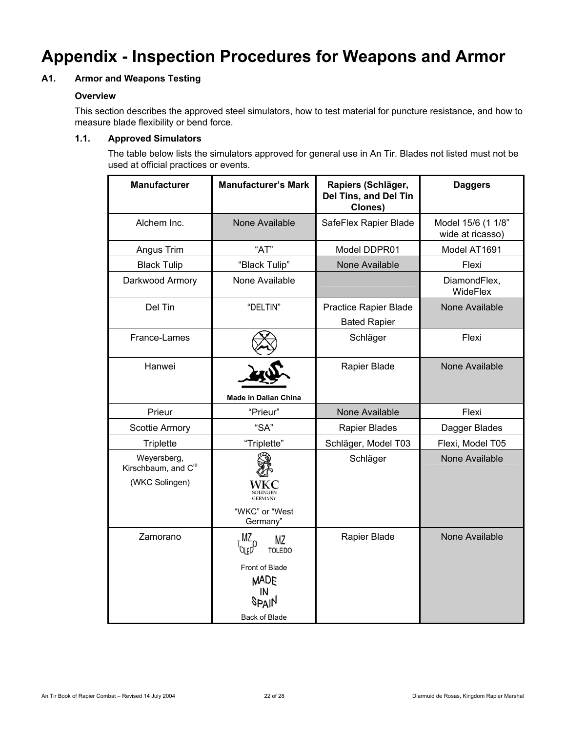# Appendix - Inspection Procedures for Weapons and Armor

## A1. Armor and Weapons Testing

### Overview

This section describes the approved steel simulators, how to test material for puncture resistance, and how to measure blade flexibility or bend force.

### 1.1. Approved Simulators

The table below lists the simulators approved for general use in An Tir. Blades not listed must not be used at official practices or events.

| Manufacturer | Manufacturer's Mark | Rapiers (Schläger, Del Tins, and Del Tin Clones) | Daggers |
|---|---|---|---|
| Alchem Inc. | None Available | SafeFlex Rapier Blade | Model 15/6 (1 1/8" wide at ricasso) |
| Angus Trim | "AT" | Model DDPR01 | Model AT1691 |
| Black Tulip | "Black Tulip" | None Available | Flexi |
| Darkwood Armory | None Available | | DiamondFlex, WideFlex |
| Del Tin | "DELTIN" | Practice Rapier Blade<br>Bated Rapier | None Available |
| France-Lames | | Schläger | Flexi |
| Hanwei | Made in Dalian China | Rapier Blade | None Available |
| Prieur | "Prieur" | None Available | Flexi |
| Scottie Armory | "SA" | Rapier Blades | Dagger Blades |
| Triplette | "Triplette" | Schläger, Model T03 | Flexi, Model T05 |
| Weyersberg, Kirschbaum, and Cie (WKC Solingen) | WKC SOLINGEN GERMANY<br>"WKC" or "West Germany" | Schläger | None Available |
| Zamorano | TMZO OLEDO MZ TOLEDO<br>Front of Blade<br>MADE IN SPAIN<br>Back of Blade | Rapier Blade | None Available |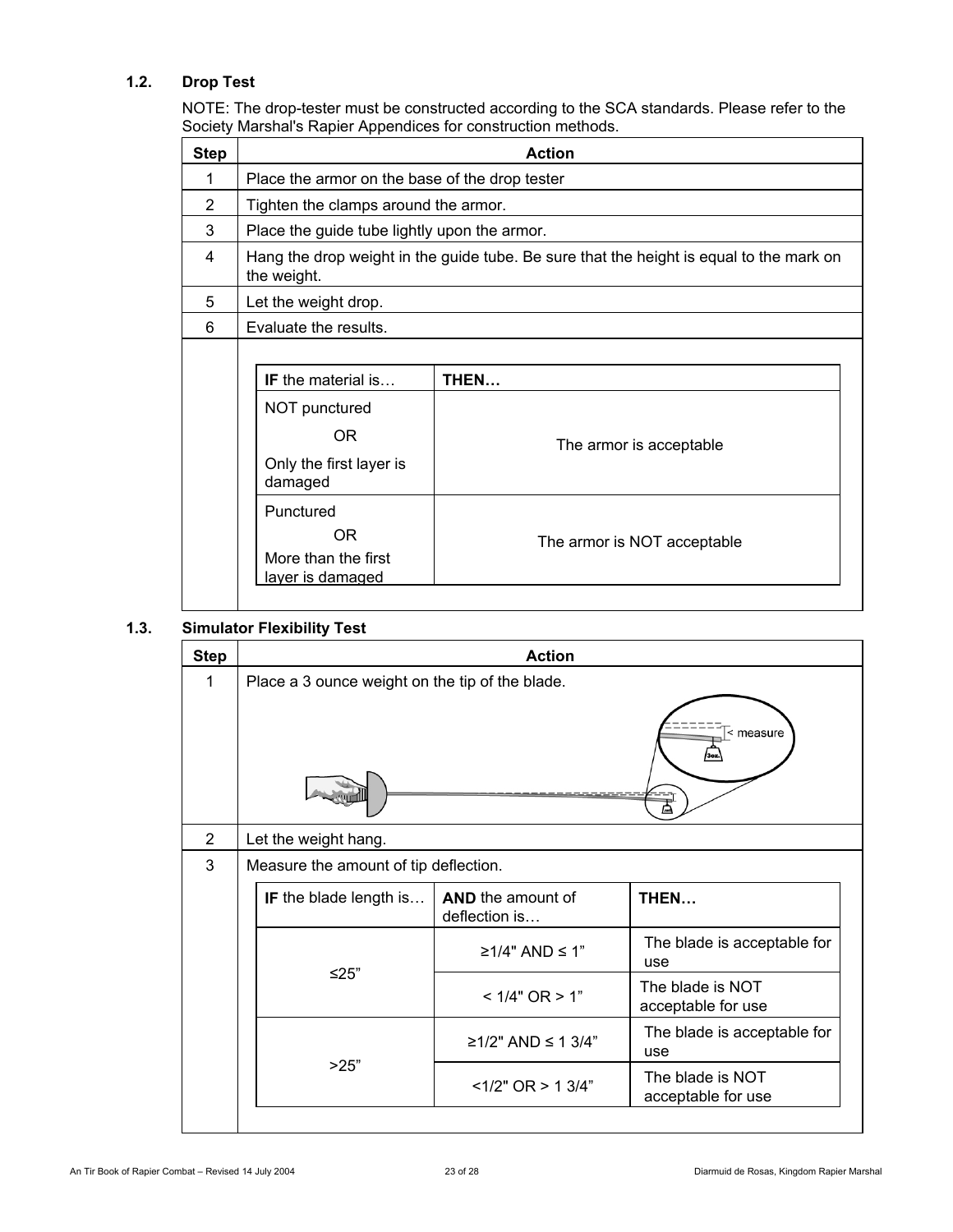### 1.2. Drop Test

NOTE: The drop-tester must be constructed according to the SCA standards. Please refer to the Society Marshal's Rapier Appendices for construction methods.

| Step | Action |
|---|---|
| 1 | Place the armor on the base of the drop tester |
| 2 | Tighten the clamps around the armor. |
| 3 | Place the guide tube lightly upon the armor. |
| 4 | Hang the drop weight in the guide tube. Be sure that the height is equal to the mark on the weight. |
| 5 | Let the weight drop. |
| 6 | Evaluate the results. |

| **IF** the material is… | **THEN…** |
|---|---|
| NOT punctured OR Only the first layer is damaged | The armor is acceptable |
| Punctured OR More than the first layer is damaged | The armor is NOT acceptable |

### 1.3. Simulator Flexibility Test

| Step | Action |
|---|---|
| 1 | Place a 3 ounce weight on the tip of the blade. |
| 2 | Let the weight hang. |
| 3 | Measure the amount of tip deflection. |

| **IF** the blade length is… | **AND** the amount of deflection is… | **THEN…** |
|---|---|---|
| ≤25" | ≥1/4" AND ≤ 1" | The blade is acceptable for use |
| | < 1/4" OR > 1" | The blade is NOT acceptable for use |
| >25" | ≥1/2" AND ≤ 1 3/4" | The blade is acceptable for use |
| | <1/2" OR > 1 3/4" | The blade is NOT acceptable for use |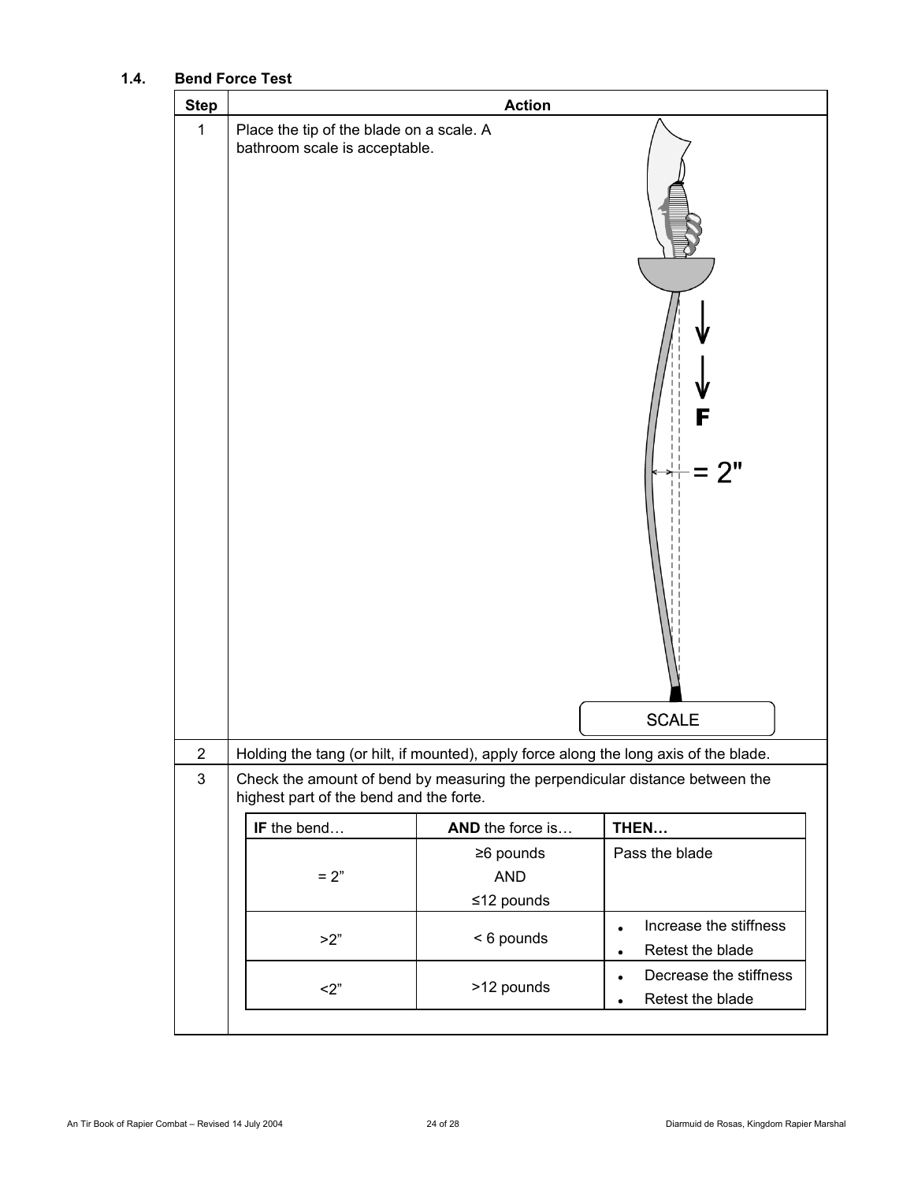### 1.4. Bend Force Test

| Step | Action |
| --- | --- |
| 1 | Place the tip of the blade on a scale. A bathroom scale is acceptable. |
| 2 | Holding the tang (or hilt, if mounted), apply force along the long axis of the blade. |
| 3 | Check the amount of bend by measuring the perpendicular distance between the highest part of the bend and the forte. |

| **IF** the bend… | **AND** the force is… | **THEN…** |
| --- | --- | --- |
| = 2" | ≥6 pounds AND ≤12 pounds | Pass the blade |
| >2" | < 6 pounds | • Increase the stiffness<br>• Retest the blade |
| <2" | >12 pounds | • Decrease the stiffness<br>• Retest the blade |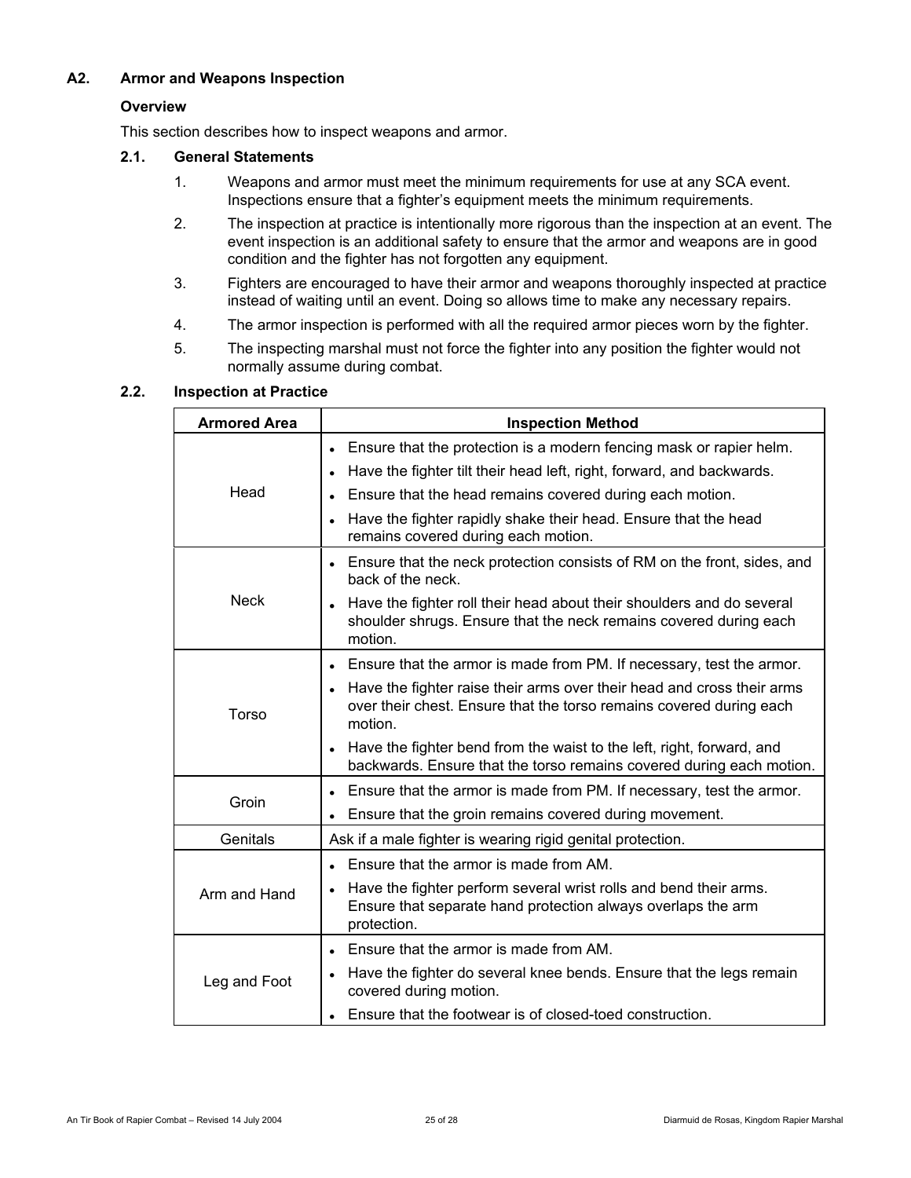## A2. Armor and Weapons Inspection

### Overview

This section describes how to inspect weapons and armor.

### 2.1. General Statements

1. Weapons and armor must meet the minimum requirements for use at any SCA event. Inspections ensure that a fighter's equipment meets the minimum requirements.
2. The inspection at practice is intentionally more rigorous than the inspection at an event. The event inspection is an additional safety to ensure that the armor and weapons are in good condition and the fighter has not forgotten any equipment.
3. Fighters are encouraged to have their armor and weapons thoroughly inspected at practice instead of waiting until an event. Doing so allows time to make any necessary repairs.
4. The armor inspection is performed with all the required armor pieces worn by the fighter.
5. The inspecting marshal must not force the fighter into any position the fighter would not normally assume during combat.

### 2.2. Inspection at Practice

| Armored Area | Inspection Method |
|---|---|
| Head | • Ensure that the protection is a modern fencing mask or rapier helm.<br>• Have the fighter tilt their head left, right, forward, and backwards.<br>• Ensure that the head remains covered during each motion.<br>• Have the fighter rapidly shake their head. Ensure that the head remains covered during each motion. |
| Neck | • Ensure that the neck protection consists of RM on the front, sides, and back of the neck.<br>• Have the fighter roll their head about their shoulders and do several shoulder shrugs. Ensure that the neck remains covered during each motion. |
| Torso | • Ensure that the armor is made from PM. If necessary, test the armor.<br>• Have the fighter raise their arms over their head and cross their arms over their chest. Ensure that the torso remains covered during each motion.<br>• Have the fighter bend from the waist to the left, right, forward, and backwards. Ensure that the torso remains covered during each motion. |
| Groin | • Ensure that the armor is made from PM. If necessary, test the armor.<br>• Ensure that the groin remains covered during movement. |
| Genitals | Ask if a male fighter is wearing rigid genital protection. |
| Arm and Hand | • Ensure that the armor is made from AM.<br>• Have the fighter perform several wrist rolls and bend their arms. Ensure that separate hand protection always overlaps the arm protection. |
| Leg and Foot | • Ensure that the armor is made from AM.<br>• Have the fighter do several knee bends. Ensure that the legs remain covered during motion.<br>• Ensure that the footwear is of closed-toed construction. |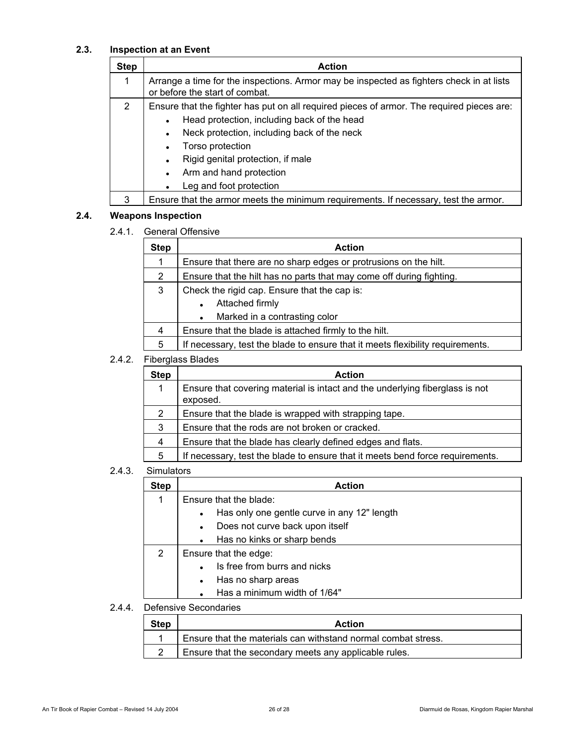## 2.3. Inspection at an Event

| Step | Action |
|---|---|
| 1 | Arrange a time for the inspections. Armor may be inspected as fighters check in at lists or before the start of combat. |
| 2 | Ensure that the fighter has put on all required pieces of armor. The required pieces are: <br>• Head protection, including back of the head <br>• Neck protection, including back of the neck <br>• Torso protection <br>• Rigid genital protection, if male <br>• Arm and hand protection <br>• Leg and foot protection |
| 3 | Ensure that the armor meets the minimum requirements. If necessary, test the armor. |

## 2.4. Weapons Inspection

### 2.4.1. General Offensive

| Step | Action |
|---|---|
| 1 | Ensure that there are no sharp edges or protrusions on the hilt. |
| 2 | Ensure that the hilt has no parts that may come off during fighting. |
| 3 | Check the rigid cap. Ensure that the cap is: <br>• Attached firmly <br>• Marked in a contrasting color |
| 4 | Ensure that the blade is attached firmly to the hilt. |
| 5 | If necessary, test the blade to ensure that it meets flexibility requirements. |

### 2.4.2. Fiberglass Blades

| Step | Action |
|---|---|
| 1 | Ensure that covering material is intact and the underlying fiberglass is not exposed. |
| 2 | Ensure that the blade is wrapped with strapping tape. |
| 3 | Ensure that the rods are not broken or cracked. |
| 4 | Ensure that the blade has clearly defined edges and flats. |
| 5 | If necessary, test the blade to ensure that it meets bend force requirements. |

### 2.4.3. Simulators

| Step | Action |
|---|---|
| 1 | Ensure that the blade: <br>• Has only one gentle curve in any 12" length <br>• Does not curve back upon itself <br>• Has no kinks or sharp bends |
| 2 | Ensure that the edge: <br>• Is free from burrs and nicks <br>• Has no sharp areas <br>• Has a minimum width of 1/64" |

### 2.4.4. Defensive Secondaries

| Step | Action |
|---|---|
| 1 | Ensure that the materials can withstand normal combat stress. |
| 2 | Ensure that the secondary meets any applicable rules. |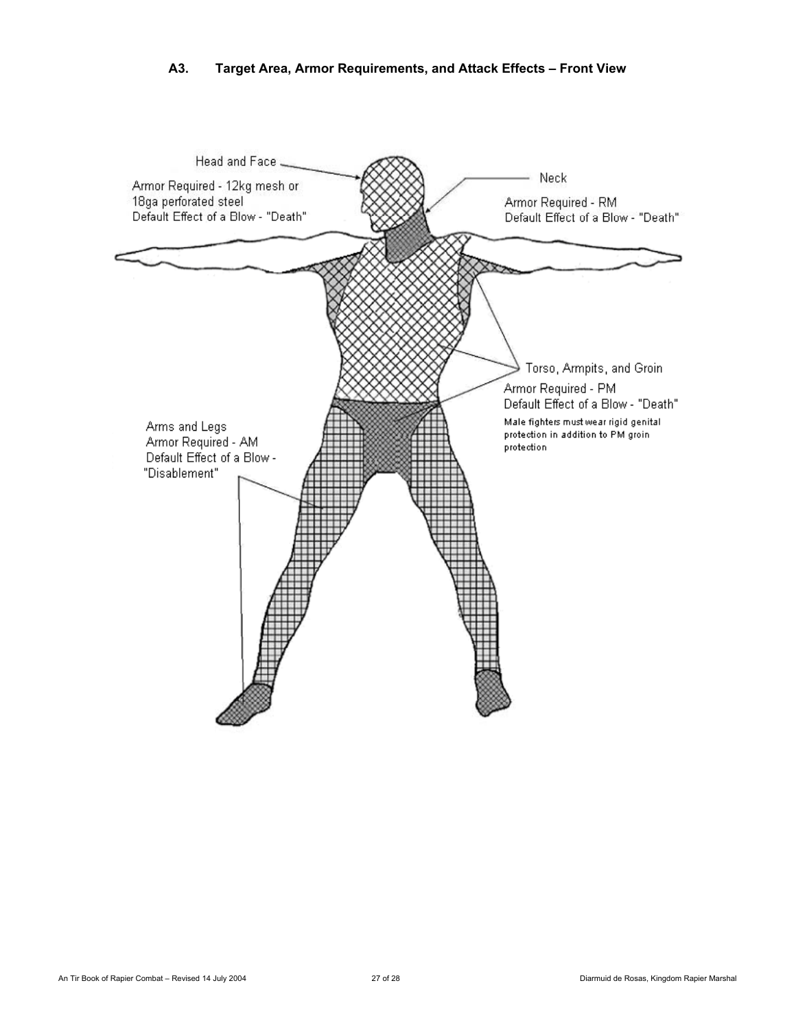### A3. Target Area, Armor Requirements, and Attack Effects – Front View

Head and Face
Armor Required - 12kg mesh or 18ga perforated steel
Default Effect of a Blow - "Death"

Neck
Armor Required - RM
Default Effect of a Blow - "Death"

Torso, Armpits, and Groin
Armor Required - PM
Default Effect of a Blow - "Death"
Male fighters must wear rigid genital protection in addition to PM groin protection

Arms and Legs
Armor Required - AM
Default Effect of a Blow - "Disablement"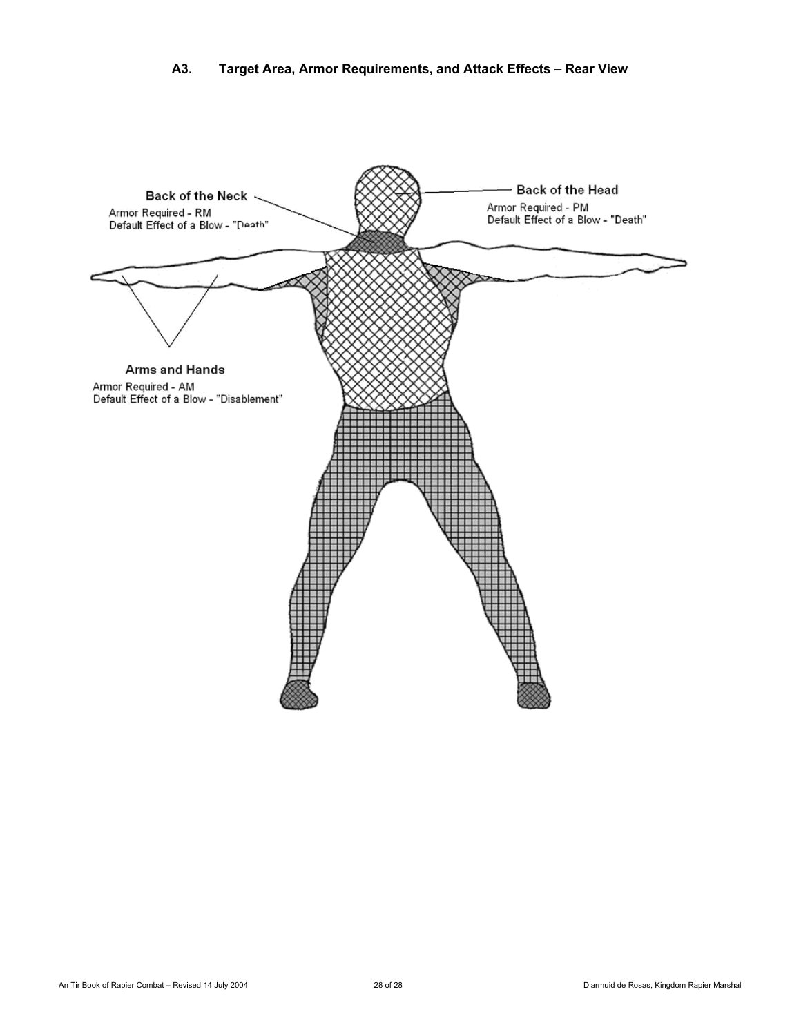### A3. Target Area, Armor Requirements, and Attack Effects – Rear View

Back of the Neck
Armor Required - RM
Default Effect of a Blow - "Death"

Back of the Head
Armor Required - PM
Default Effect of a Blow - "Death"

Arms and Hands
Armor Required - AM
Default Effect of a Blow - "Disablement"